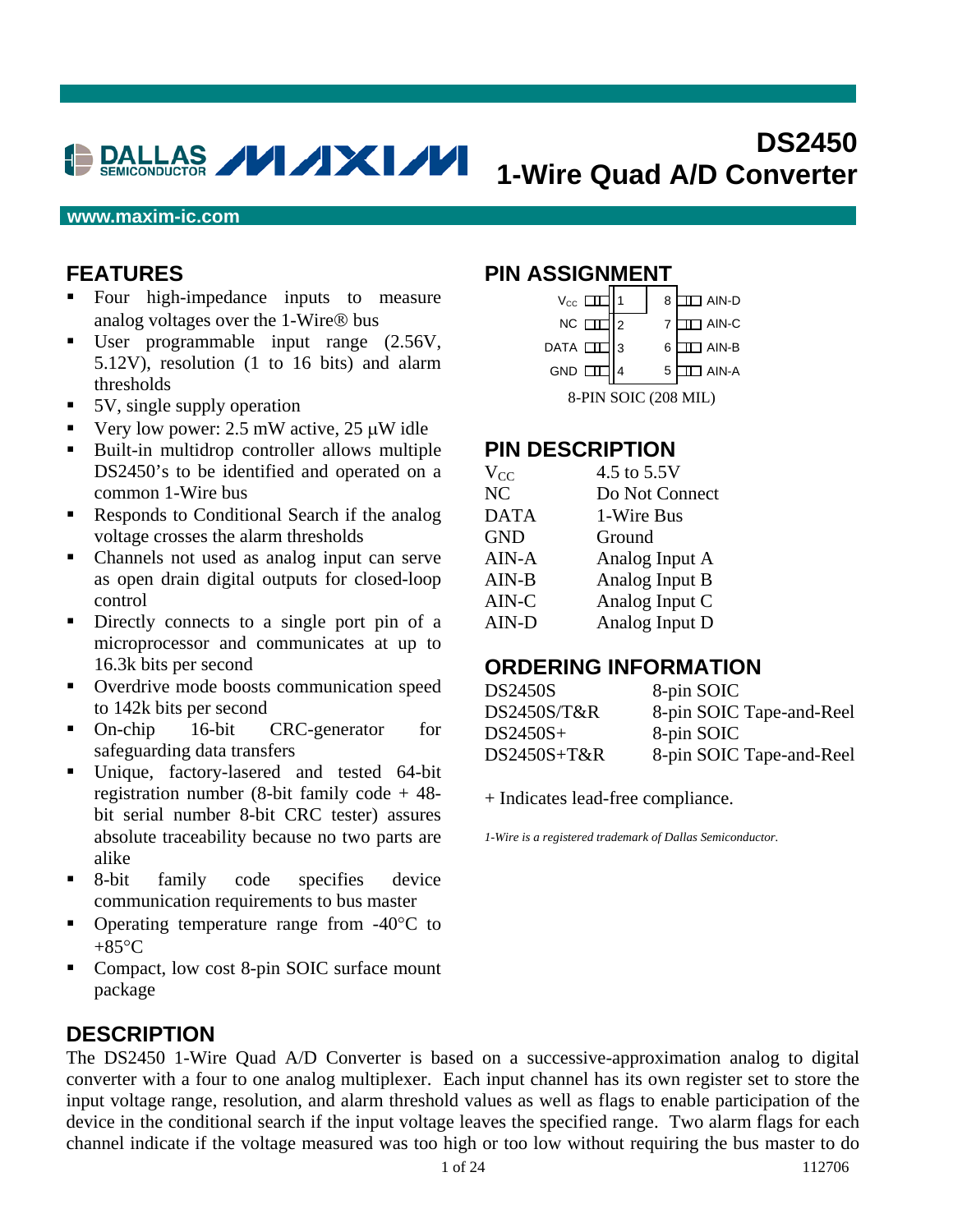# DS2450
## 1-Wire Quad A/D Converter

www.maxim-ic.com

## FEATURES

- Four high-impedance inputs to measure analog voltages over the 1-Wire® bus
- User programmable input range (2.56V, 5.12V), resolution (1 to 16 bits) and alarm thresholds
- 5V, single supply operation
- Very low power: 2.5 mW active, 25 µW idle
- Built-in multidrop controller allows multiple DS2450's to be identified and operated on a common 1-Wire bus
- Responds to Conditional Search if the analog voltage crosses the alarm thresholds
- Channels not used as analog input can serve as open drain digital outputs for closed-loop control
- Directly connects to a single port pin of a microprocessor and communicates at up to 16.3k bits per second
- Overdrive mode boosts communication speed to 142k bits per second
- On-chip 16-bit CRC-generator for safeguarding data transfers
- Unique, factory-lasered and tested 64-bit registration number (8-bit family code + 48-bit serial number 8-bit CRC tester) assures absolute traceability because no two parts are alike
- 8-bit family code specifies device communication requirements to bus master
- Operating temperature range from -40°C to +85°C
- Compact, low cost 8-pin SOIC surface mount package

## PIN ASSIGNMENT

| Pin | Name | Pin | Name |
|---|---|---|---|
| 1 | $V_{CC}$ | 8 | AIN-D |
| 2 | NC | 7 | AIN-C |
| 3 | DATA | 6 | AIN-B |
| 4 | GND | 5 | AIN-A |

8-PIN SOIC (208 MIL)

## PIN DESCRIPTION

| | |
|---|---|
| $V_{CC}$ | 4.5 to 5.5V |
| NC | Do Not Connect |
| DATA | 1-Wire Bus |
| GND | Ground |
| AIN-A | Analog Input A |
| AIN-B | Analog Input B |
| AIN-C | Analog Input C |
| AIN-D | Analog Input D |

## ORDERING INFORMATION

| | |
|---|---|
| DS2450S | 8-pin SOIC |
| DS2450S/T&R | 8-pin SOIC Tape-and-Reel |
| DS2450S+ | 8-pin SOIC |
| DS2450S+T&R | 8-pin SOIC Tape-and-Reel |

+ Indicates lead-free compliance.

*1-Wire is a registered trademark of Dallas Semiconductor.*

## DESCRIPTION

The DS2450 1-Wire Quad A/D Converter is based on a successive-approximation analog to digital converter with a four to one analog multiplexer. Each input channel has its own register set to store the input voltage range, resolution, and alarm threshold values as well as flags to enable participation of the device in the conditional search if the input voltage leaves the specified range. Two alarm flags for each channel indicate if the voltage measured was too high or too low without requiring the bus master to do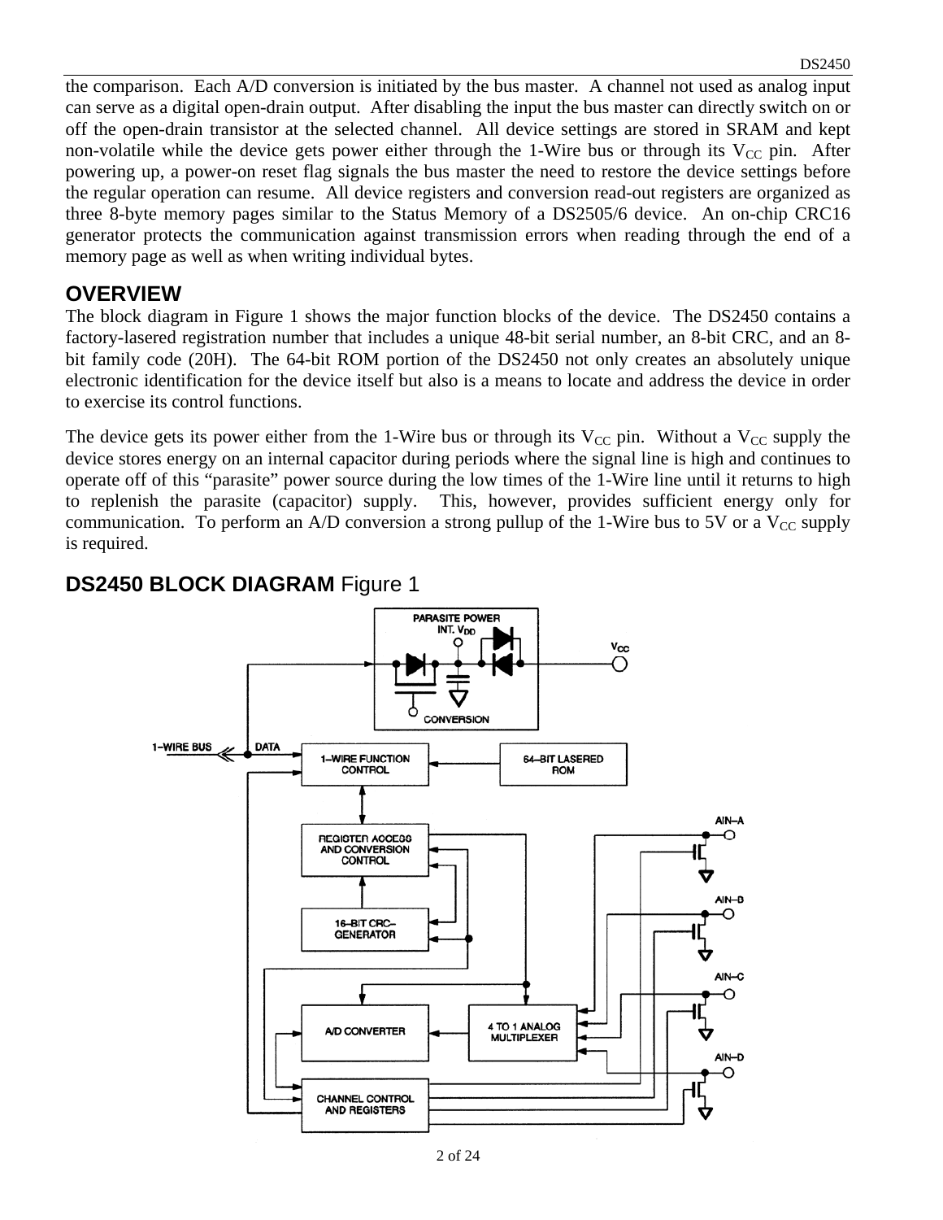the comparison. Each A/D conversion is initiated by the bus master. A channel not used as analog input can serve as a digital open-drain output. After disabling the input the bus master can directly switch on or off the open-drain transistor at the selected channel. All device settings are stored in SRAM and kept non-volatile while the device gets power either through the 1-Wire bus or through its $V_{CC}$ pin. After powering up, a power-on reset flag signals the bus master the need to restore the device settings before the regular operation can resume. All device registers and conversion read-out registers are organized as three 8-byte memory pages similar to the Status Memory of a DS2505/6 device. An on-chip CRC16 generator protects the communication against transmission errors when reading through the end of a memory page as well as when writing individual bytes.

## OVERVIEW

The block diagram in Figure 1 shows the major function blocks of the device. The DS2450 contains a factory-lasered registration number that includes a unique 48-bit serial number, an 8-bit CRC, and an 8-bit family code (20H). The 64-bit ROM portion of the DS2450 not only creates an absolutely unique electronic identification for the device itself but also is a means to locate and address the device in order to exercise its control functions.

The device gets its power either from the 1-Wire bus or through its $V_{CC}$ pin. Without a $V_{CC}$ supply the device stores energy on an internal capacitor during periods where the signal line is high and continues to operate off of this "parasite" power source during the low times of the 1-Wire line until it returns to high to replenish the parasite (capacitor) supply. This, however, provides sufficient energy only for communication. To perform an A/D conversion a strong pullup of the 1-Wire bus to 5V or a $V_{CC}$ supply is required.

## DS2450 BLOCK DIAGRAM Figure 1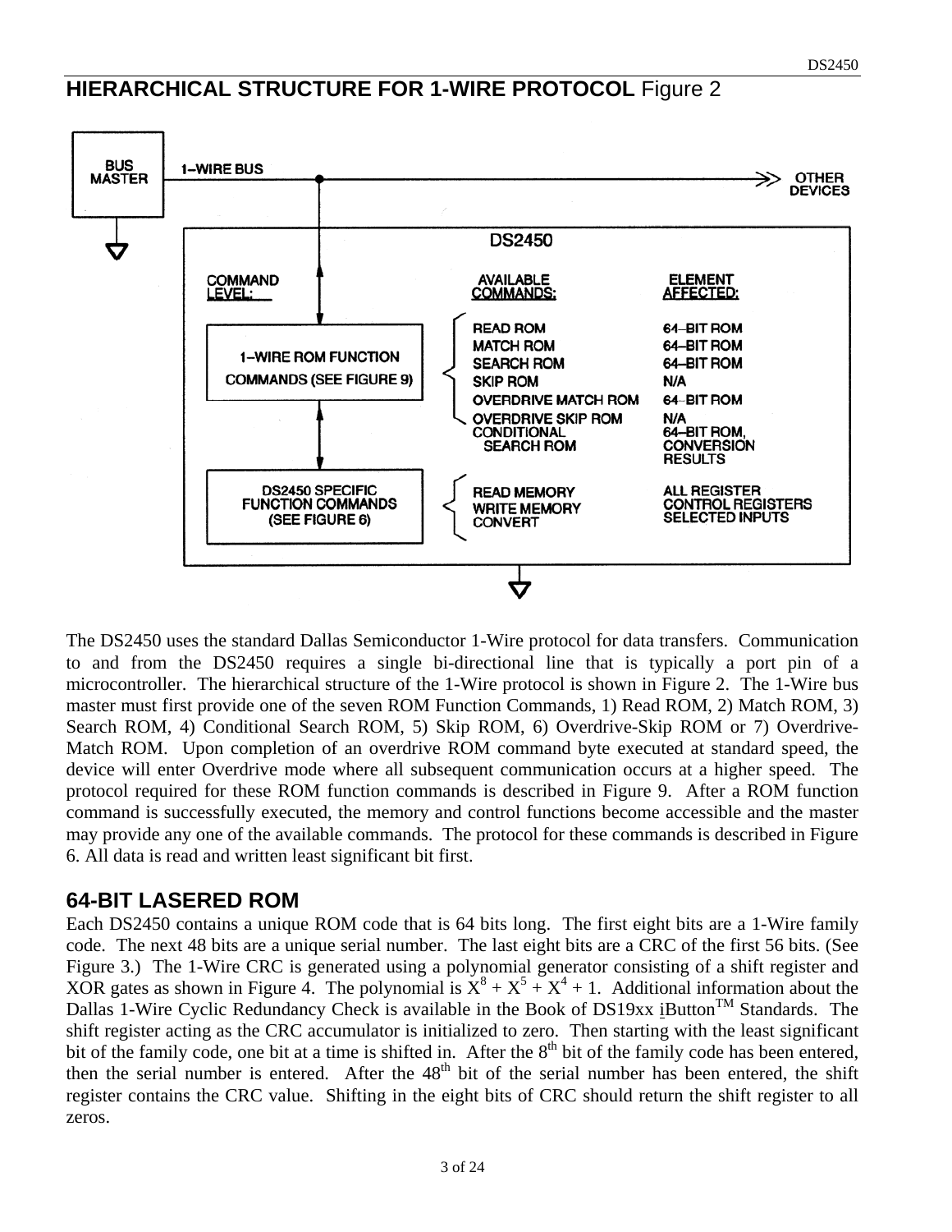## HIERARCHICAL STRUCTURE FOR 1-WIRE PROTOCOL Figure 2

The DS2450 uses the standard Dallas Semiconductor 1-Wire protocol for data transfers. Communication to and from the DS2450 requires a single bi-directional line that is typically a port pin of a microcontroller. The hierarchical structure of the 1-Wire protocol is shown in Figure 2. The 1-Wire bus master must first provide one of the seven ROM Function Commands, 1) Read ROM, 2) Match ROM, 3) Search ROM, 4) Conditional Search ROM, 5) Skip ROM, 6) Overdrive-Skip ROM or 7) Overdrive-Match ROM. Upon completion of an overdrive ROM command byte executed at standard speed, the device will enter Overdrive mode where all subsequent communication occurs at a higher speed. The protocol required for these ROM function commands is described in Figure 9. After a ROM function command is successfully executed, the memory and control functions become accessible and the master may provide any one of the available commands. The protocol for these commands is described in Figure 6. All data is read and written least significant bit first.

## 64-BIT LASERED ROM

Each DS2450 contains a unique ROM code that is 64 bits long. The first eight bits are a 1-Wire family code. The next 48 bits are a unique serial number. The last eight bits are a CRC of the first 56 bits. (See Figure 3.) The 1-Wire CRC is generated using a polynomial generator consisting of a shift register and XOR gates as shown in Figure 4. The polynomial is $X^8 + X^5 + X^4 + 1$. Additional information about the Dallas 1-Wire Cyclic Redundancy Check is available in the Book of DS19xx iButton™ Standards. The shift register acting as the CRC accumulator is initialized to zero. Then starting with the least significant bit of the family code, one bit at a time is shifted in. After the 8th bit of the family code has been entered, then the serial number is entered. After the 48th bit of the serial number has been entered, the shift register contains the CRC value. Shifting in the eight bits of CRC should return the shift register to all zeros.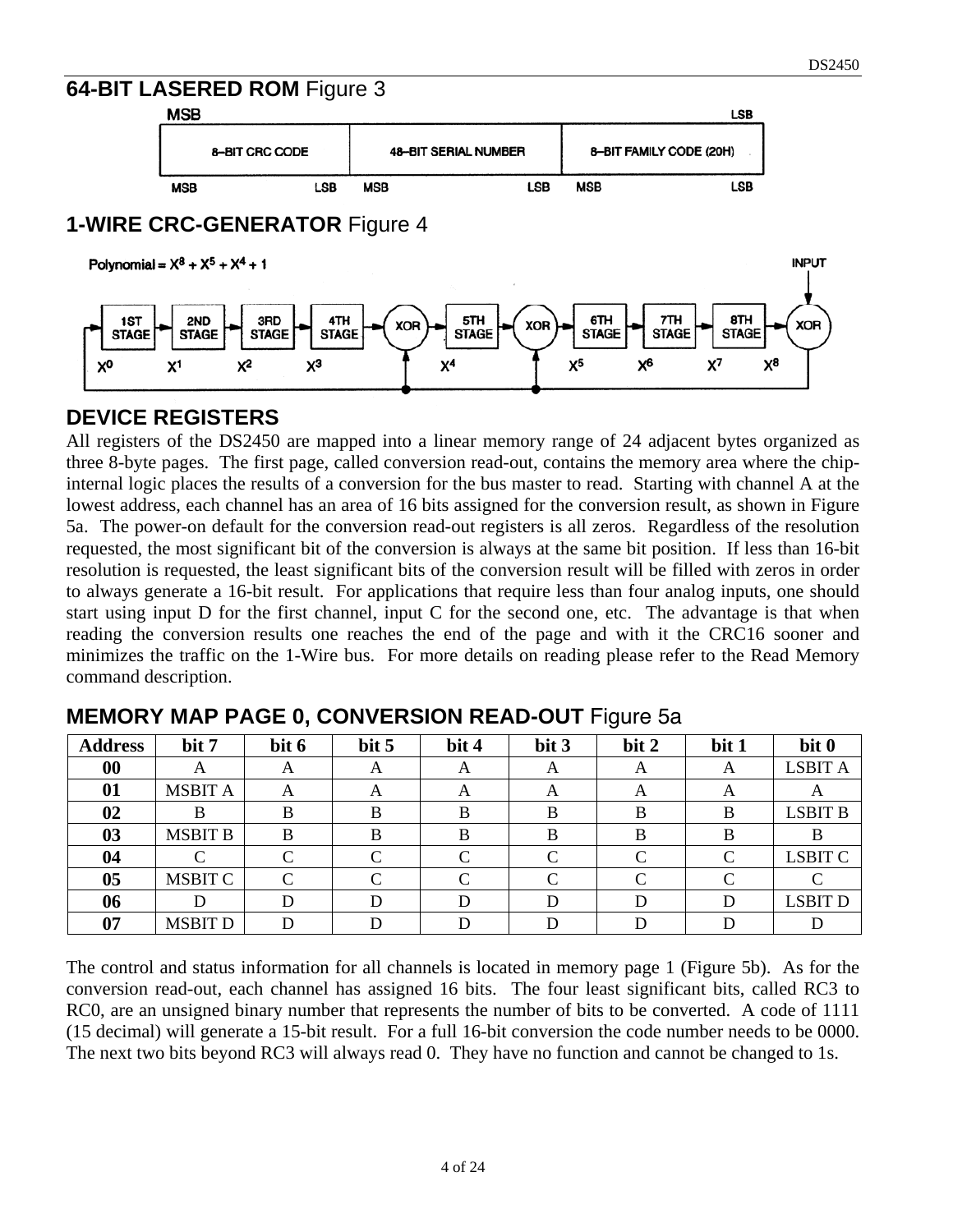## 64-BIT LASERED ROM Figure 3

| MSB | | LSB |
|---|---|---|
| 8-BIT CRC CODE (MSB … LSB) | 48-BIT SERIAL NUMBER (MSB … LSB) | 8-BIT FAMILY CODE (20H) (MSB … LSB) |

## 1-WIRE CRC-GENERATOR Figure 4

Polynomial = $X^8 + X^5 + X^4 + 1$

## DEVICE REGISTERS

All registers of the DS2450 are mapped into a linear memory range of 24 adjacent bytes organized as three 8-byte pages. The first page, called conversion read-out, contains the memory area where the chip-internal logic places the results of a conversion for the bus master to read. Starting with channel A at the lowest address, each channel has an area of 16 bits assigned for the conversion result, as shown in Figure 5a. The power-on default for the conversion read-out registers is all zeros. Regardless of the resolution requested, the most significant bit of the conversion is always at the same bit position. If less than 16-bit resolution is requested, the least significant bits of the conversion result will be filled with zeros in order to always generate a 16-bit result. For applications that require less than four analog inputs, one should start using input D for the first channel, input C for the second one, etc. The advantage is that when reading the conversion results one reaches the end of the page and with it the CRC16 sooner and minimizes the traffic on the 1-Wire bus. For more details on reading please refer to the Read Memory command description.

## MEMORY MAP PAGE 0, CONVERSION READ-OUT Figure 5a

| Address | bit 7 | bit 6 | bit 5 | bit 4 | bit 3 | bit 2 | bit 1 | bit 0 |
|---|---|---|---|---|---|---|---|---|
| **00** | A | A | A | A | A | A | A | LSBIT A |
| **01** | MSBIT A | A | A | A | A | A | A | A |
| **02** | B | B | B | B | B | B | B | LSBIT B |
| **03** | MSBIT B | B | B | B | B | B | B | B |
| **04** | C | C | C | C | C | C | C | LSBIT C |
| **05** | MSBIT C | C | C | C | C | C | C | C |
| **06** | D | D | D | D | D | D | D | LSBIT D |
| **07** | MSBIT D | D | D | D | D | D | D | D |

The control and status information for all channels is located in memory page 1 (Figure 5b). As for the conversion read-out, each channel has assigned 16 bits. The four least significant bits, called RC3 to RC0, are an unsigned binary number that represents the number of bits to be converted. A code of 1111 (15 decimal) will generate a 15-bit result. For a full 16-bit conversion the code number needs to be 0000. The next two bits beyond RC3 will always read 0. They have no function and cannot be changed to 1s.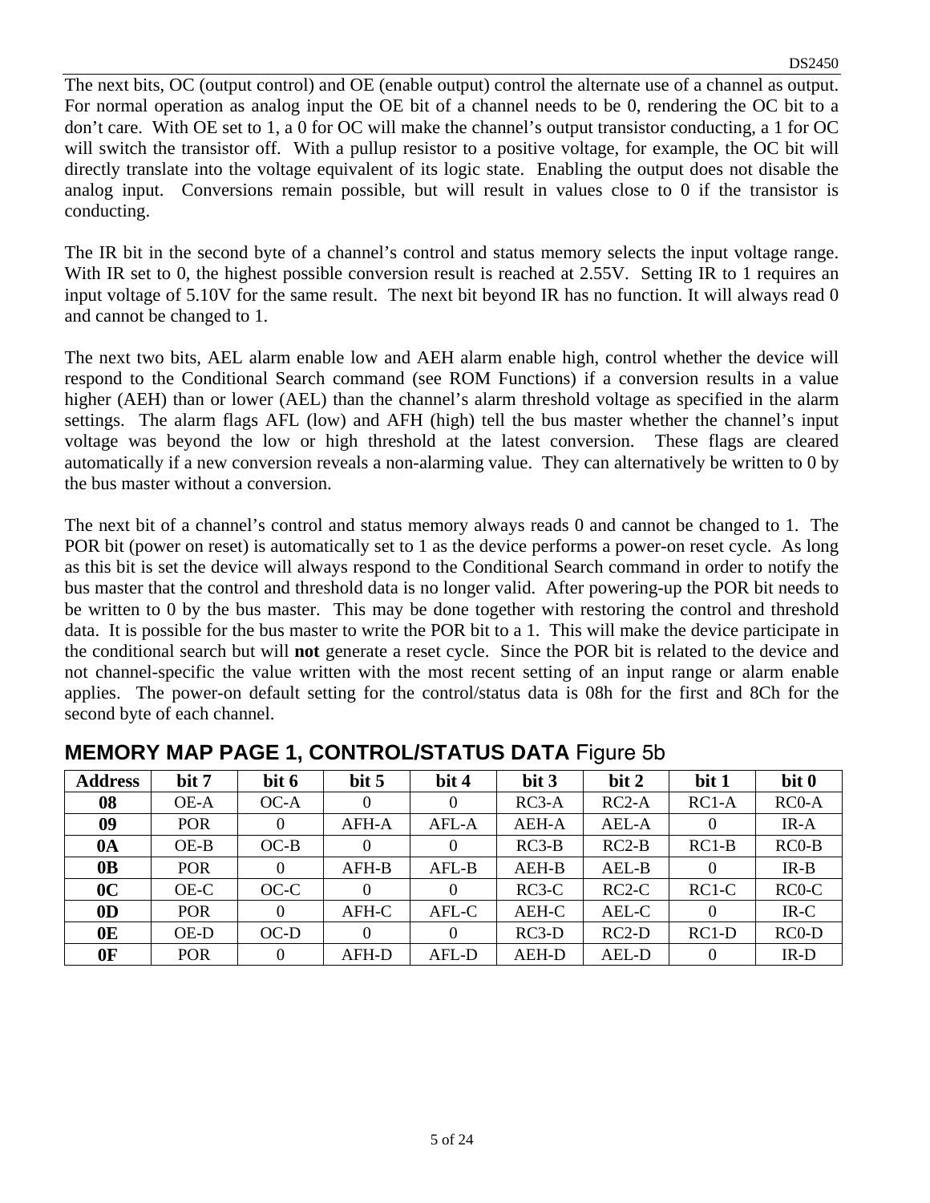The next bits, OC (output control) and OE (enable output) control the alternate use of a channel as output. For normal operation as analog input the OE bit of a channel needs to be 0, rendering the OC bit to a don't care. With OE set to 1, a 0 for OC will make the channel's output transistor conducting, a 1 for OC will switch the transistor off. With a pullup resistor to a positive voltage, for example, the OC bit will directly translate into the voltage equivalent of its logic state. Enabling the output does not disable the analog input. Conversions remain possible, but will result in values close to 0 if the transistor is conducting.

The IR bit in the second byte of a channel's control and status memory selects the input voltage range. With IR set to 0, the highest possible conversion result is reached at 2.55V. Setting IR to 1 requires an input voltage of 5.10V for the same result. The next bit beyond IR has no function. It will always read 0 and cannot be changed to 1.

The next two bits, AEL alarm enable low and AEH alarm enable high, control whether the device will respond to the Conditional Search command (see ROM Functions) if a conversion results in a value higher (AEH) than or lower (AEL) than the channel's alarm threshold voltage as specified in the alarm settings. The alarm flags AFL (low) and AFH (high) tell the bus master whether the channel's input voltage was beyond the low or high threshold at the latest conversion. These flags are cleared automatically if a new conversion reveals a non-alarming value. They can alternatively be written to 0 by the bus master without a conversion.

The next bit of a channel's control and status memory always reads 0 and cannot be changed to 1. The POR bit (power on reset) is automatically set to 1 as the device performs a power-on reset cycle. As long as this bit is set the device will always respond to the Conditional Search command in order to notify the bus master that the control and threshold data is no longer valid. After powering-up the POR bit needs to be written to 0 by the bus master. This may be done together with restoring the control and threshold data. It is possible for the bus master to write the POR bit to a 1. This will make the device participate in the conditional search but will **not** generate a reset cycle. Since the POR bit is related to the device and not channel-specific the value written with the most recent setting of an input range or alarm enable applies. The power-on default setting for the control/status data is 08h for the first and 8Ch for the second byte of each channel.

## MEMORY MAP PAGE 1, CONTROL/STATUS DATA Figure 5b

| Address | bit 7 | bit 6 | bit 5 | bit 4 | bit 3 | bit 2 | bit 1 | bit 0 |
|---|---|---|---|---|---|---|---|---|
| **08** | OE-A | OC-A | 0 | 0 | RC3-A | RC2-A | RC1-A | RC0-A |
| **09** | POR | 0 | AFH-A | AFL-A | AEH-A | AEL-A | 0 | IR-A |
| **0A** | OE-B | OC-B | 0 | 0 | RC3-B | RC2-B | RC1-B | RC0-B |
| **0B** | POR | 0 | AFH-B | AFL-B | AEH-B | AEL-B | 0 | IR-B |
| **0C** | OE-C | OC-C | 0 | 0 | RC3-C | RC2-C | RC1-C | RC0-C |
| **0D** | POR | 0 | AFH-C | AFL-C | AEH-C | AEL-C | 0 | IR-C |
| **0E** | OE-D | OC-D | 0 | 0 | RC3-D | RC2-D | RC1-D | RC0-D |
| **0F** | POR | 0 | AFH-D | AFL-D | AEH-D | AEL-D | 0 | IR-D |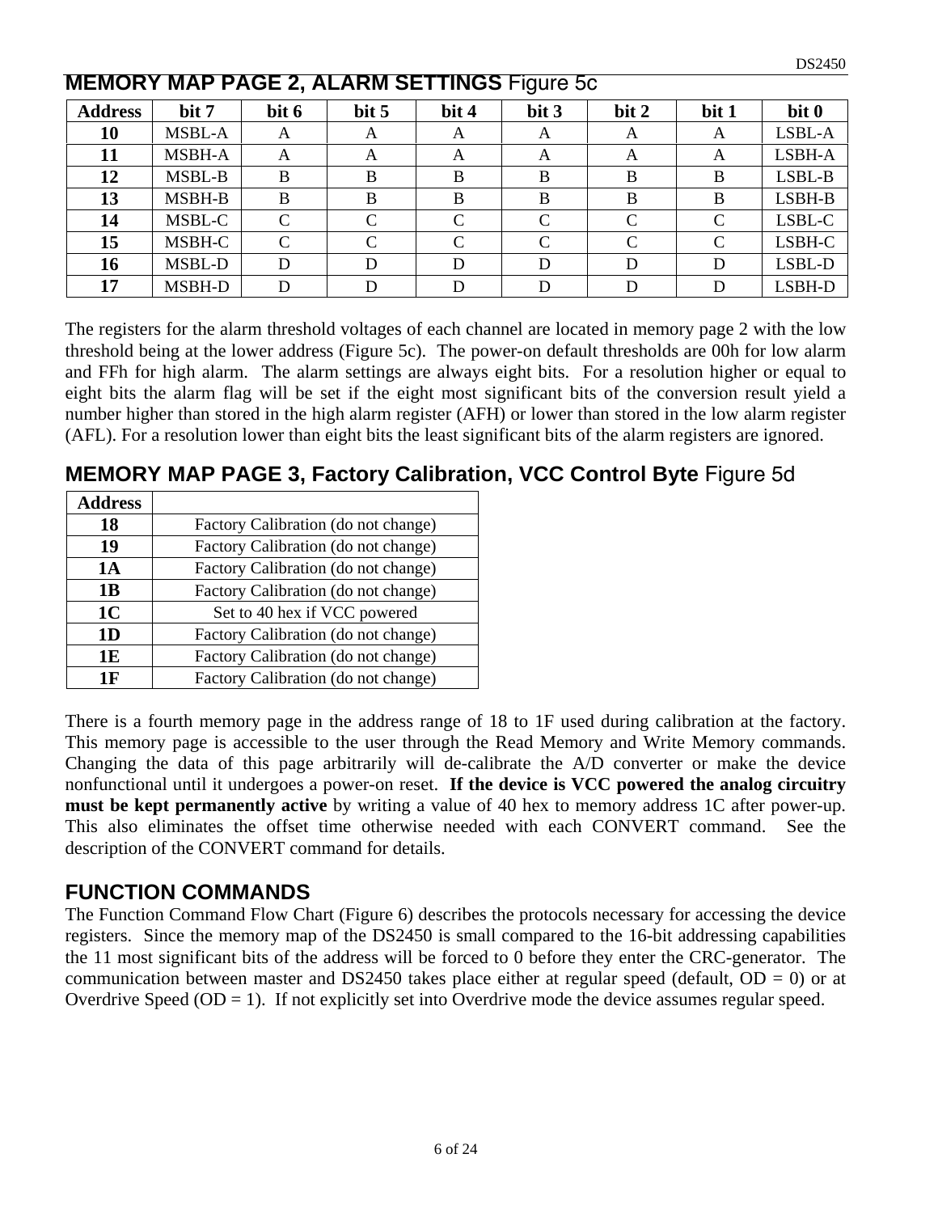## MEMORY MAP PAGE 2, ALARM SETTINGS Figure 5c

| Address | bit 7 | bit 6 | bit 5 | bit 4 | bit 3 | bit 2 | bit 1 | bit 0 |
|---|---|---|---|---|---|---|---|---|
| **10** | MSBL-A | A | A | A | A | A | A | LSBL-A |
| **11** | MSBH-A | A | A | A | A | A | A | LSBH-A |
| **12** | MSBL-B | B | B | B | B | B | B | LSBL-B |
| **13** | MSBH-B | B | B | B | B | B | B | LSBH-B |
| **14** | MSBL-C | C | C | C | C | C | C | LSBL-C |
| **15** | MSBH-C | C | C | C | C | C | C | LSBH-C |
| **16** | MSBL-D | D | D | D | D | D | D | LSBL-D |
| **17** | MSBH-D | D | D | D | D | D | D | LSBH-D |

The registers for the alarm threshold voltages of each channel are located in memory page 2 with the low threshold being at the lower address (Figure 5c). The power-on default thresholds are 00h for low alarm and FFh for high alarm. The alarm settings are always eight bits. For a resolution higher or equal to eight bits the alarm flag will be set if the eight most significant bits of the conversion result yield a number higher than stored in the high alarm register (AFH) or lower than stored in the low alarm register (AFL). For a resolution lower than eight bits the least significant bits of the alarm registers are ignored.

## MEMORY MAP PAGE 3, Factory Calibration, VCC Control Byte Figure 5d

| Address | |
|---|---|
| **18** | Factory Calibration (do not change) |
| **19** | Factory Calibration (do not change) |
| **1A** | Factory Calibration (do not change) |
| **1B** | Factory Calibration (do not change) |
| **1C** | Set to 40 hex if VCC powered |
| **1D** | Factory Calibration (do not change) |
| **1E** | Factory Calibration (do not change) |
| **1F** | Factory Calibration (do not change) |

There is a fourth memory page in the address range of 18 to 1F used during calibration at the factory. This memory page is accessible to the user through the Read Memory and Write Memory commands. Changing the data of this page arbitrarily will de-calibrate the A/D converter or make the device nonfunctional until it undergoes a power-on reset. **If the device is VCC powered the analog circuitry must be kept permanently active** by writing a value of 40 hex to memory address 1C after power-up. This also eliminates the offset time otherwise needed with each CONVERT command. See the description of the CONVERT command for details.

## FUNCTION COMMANDS

The Function Command Flow Chart (Figure 6) describes the protocols necessary for accessing the device registers. Since the memory map of the DS2450 is small compared to the 16-bit addressing capabilities the 11 most significant bits of the address will be forced to 0 before they enter the CRC-generator. The communication between master and DS2450 takes place either at regular speed (default, OD = 0) or at Overdrive Speed (OD = 1). If not explicitly set into Overdrive mode the device assumes regular speed.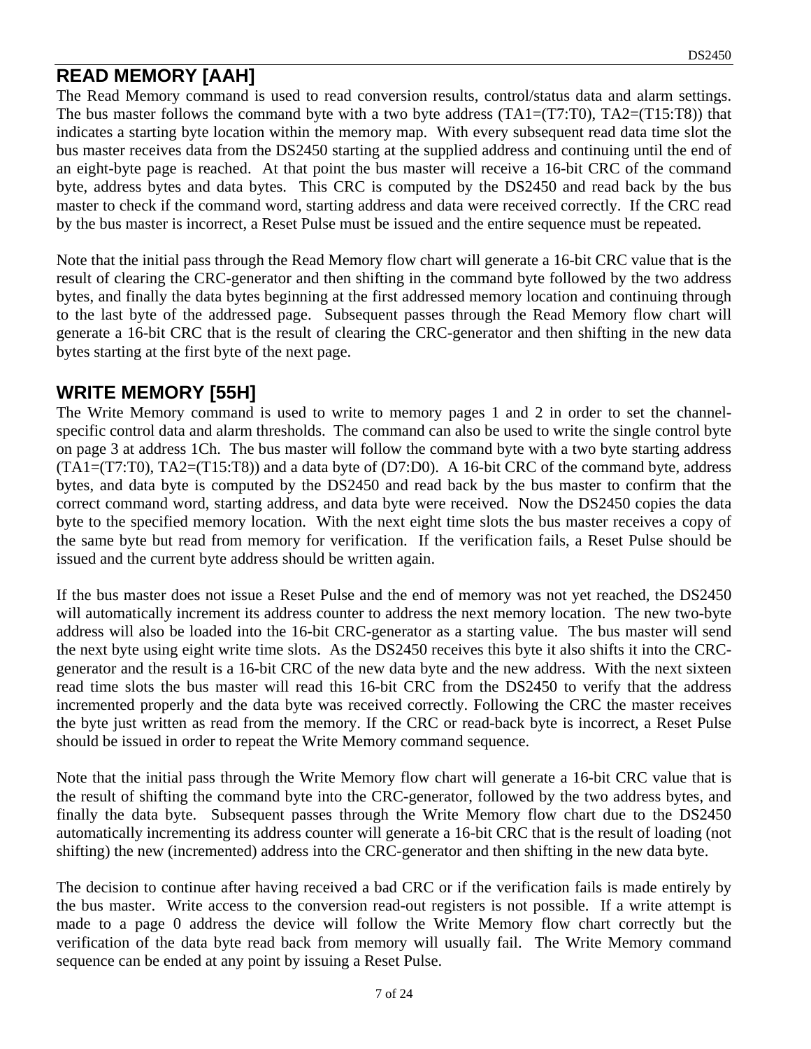## READ MEMORY [AAH]

The Read Memory command is used to read conversion results, control/status data and alarm settings. The bus master follows the command byte with a two byte address (TA1=(T7:T0), TA2=(T15:T8)) that indicates a starting byte location within the memory map. With every subsequent read data time slot the bus master receives data from the DS2450 starting at the supplied address and continuing until the end of an eight-byte page is reached. At that point the bus master will receive a 16-bit CRC of the command byte, address bytes and data bytes. This CRC is computed by the DS2450 and read back by the bus master to check if the command word, starting address and data were received correctly. If the CRC read by the bus master is incorrect, a Reset Pulse must be issued and the entire sequence must be repeated.

Note that the initial pass through the Read Memory flow chart will generate a 16-bit CRC value that is the result of clearing the CRC-generator and then shifting in the command byte followed by the two address bytes, and finally the data bytes beginning at the first addressed memory location and continuing through to the last byte of the addressed page. Subsequent passes through the Read Memory flow chart will generate a 16-bit CRC that is the result of clearing the CRC-generator and then shifting in the new data bytes starting at the first byte of the next page.

## WRITE MEMORY [55H]

The Write Memory command is used to write to memory pages 1 and 2 in order to set the channel-specific control data and alarm thresholds. The command can also be used to write the single control byte on page 3 at address 1Ch. The bus master will follow the command byte with a two byte starting address (TA1=(T7:T0), TA2=(T15:T8)) and a data byte of (D7:D0). A 16-bit CRC of the command byte, address bytes, and data byte is computed by the DS2450 and read back by the bus master to confirm that the correct command word, starting address, and data byte were received. Now the DS2450 copies the data byte to the specified memory location. With the next eight time slots the bus master receives a copy of the same byte but read from memory for verification. If the verification fails, a Reset Pulse should be issued and the current byte address should be written again.

If the bus master does not issue a Reset Pulse and the end of memory was not yet reached, the DS2450 will automatically increment its address counter to address the next memory location. The new two-byte address will also be loaded into the 16-bit CRC-generator as a starting value. The bus master will send the next byte using eight write time slots. As the DS2450 receives this byte it also shifts it into the CRC-generator and the result is a 16-bit CRC of the new data byte and the new address. With the next sixteen read time slots the bus master will read this 16-bit CRC from the DS2450 to verify that the address incremented properly and the data byte was received correctly. Following the CRC the master receives the byte just written as read from the memory. If the CRC or read-back byte is incorrect, a Reset Pulse should be issued in order to repeat the Write Memory command sequence.

Note that the initial pass through the Write Memory flow chart will generate a 16-bit CRC value that is the result of shifting the command byte into the CRC-generator, followed by the two address bytes, and finally the data byte. Subsequent passes through the Write Memory flow chart due to the DS2450 automatically incrementing its address counter will generate a 16-bit CRC that is the result of loading (not shifting) the new (incremented) address into the CRC-generator and then shifting in the new data byte.

The decision to continue after having received a bad CRC or if the verification fails is made entirely by the bus master. Write access to the conversion read-out registers is not possible. If a write attempt is made to a page 0 address the device will follow the Write Memory flow chart correctly but the verification of the data byte read back from memory will usually fail. The Write Memory command sequence can be ended at any point by issuing a Reset Pulse.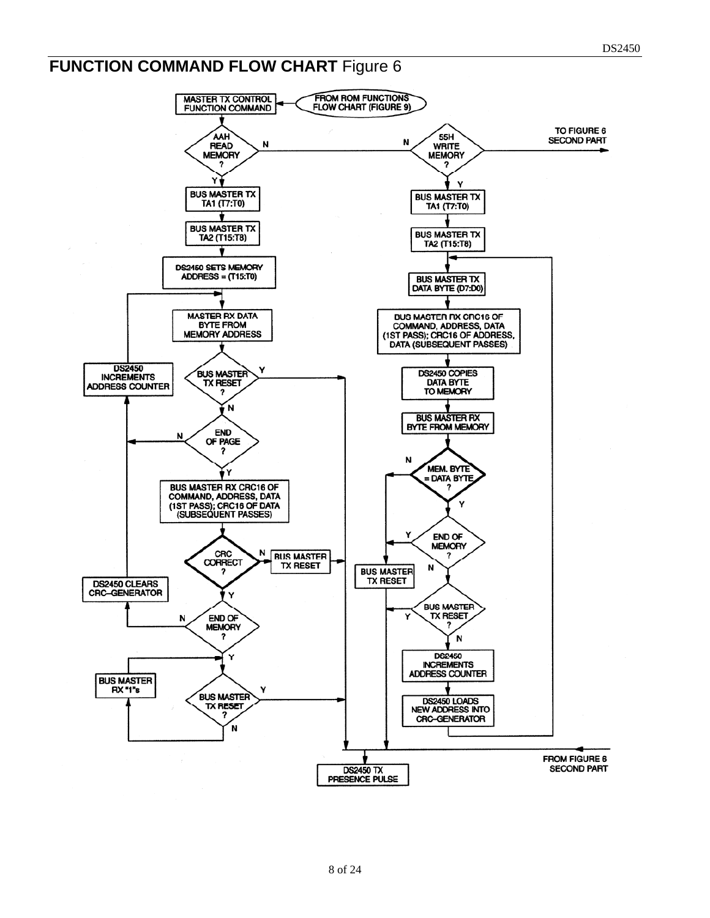## FUNCTION COMMAND FLOW CHART Figure 6

MASTER TX CONTROL FUNCTION COMMAND

FROM ROM FUNCTIONS FLOW CHART (FIGURE 9)

AAH READ MEMORY ?

55H WRITE MEMORY ?

TO FIGURE 6 SECOND PART

BUS MASTER TX TA1 (T7:T0)

BUS MASTER TX TA2 (T15:T8)

DS2450 SETS MEMORY ADDRESS = (T15:T0)

MASTER RX DATA BYTE FROM MEMORY ADDRESS

BUS MASTER TX RESET ?

DS2450 INCREMENTS ADDRESS COUNTER

END OF PAGE ?

BUS MASTER RX CRC16 OF COMMAND, ADDRESS, DATA (1ST PASS); CRC16 OF DATA (SUBSEQUENT PASSES)

CRC CORRECT ?

BUS MASTER TX RESET

DS2450 CLEARS CRC–GENERATOR

END OF MEMORY ?

BUS MASTER RX "1"s

BUS MASTER TX RESET ?

BUS MASTER TX DATA BYTE (D7:D0)

BUS MASTER RX CRC16 OF COMMAND, ADDRESS, DATA (1ST PASS); CRC16 OF ADDRESS, DATA (SUBSEQUENT PASSES)

DS2450 COPIES DATA BYTE TO MEMORY

BUS MASTER RX BYTE FROM MEMORY

MEM. BYTE = DATA BYTE ?

END OF MEMORY ?

BUS MASTER TX RESET

BUS MASTER TX RESET ?

DS2450 INCREMENTS ADDRESS COUNTER

DS2450 LOADS NEW ADDRESS INTO CRC–GENERATOR

FROM FIGURE 6 SECOND PART

DS2450 TX PRESENCE PULSE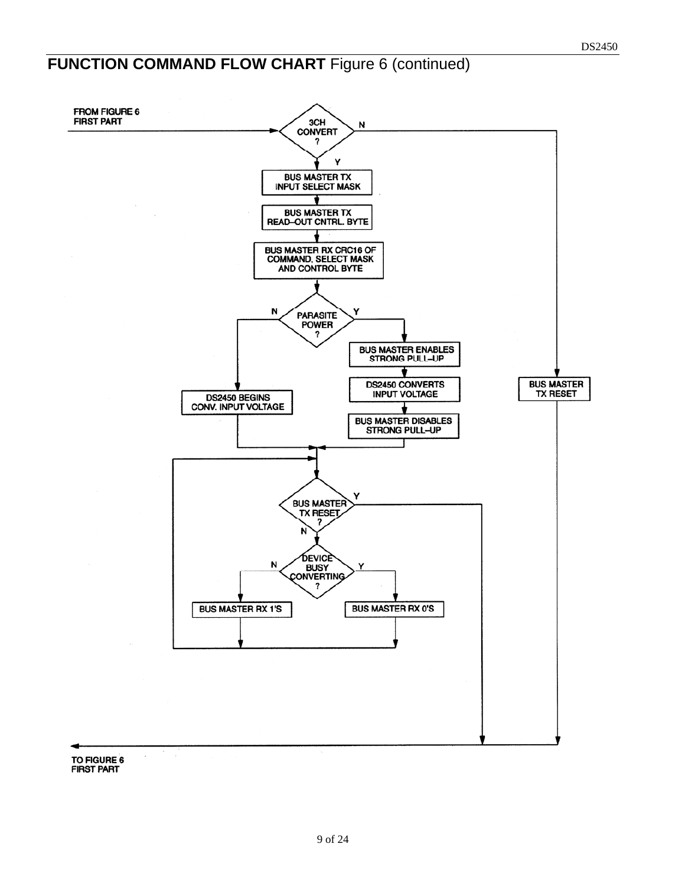## FUNCTION COMMAND FLOW CHART Figure 6 (continued)

FROM FIGURE 6 FIRST PART

3CH CONVERT ?

N

Y

BUS MASTER TX INPUT SELECT MASK

BUS MASTER TX READ–OUT CNTRL. BYTE

BUS MASTER RX CRC16 OF COMMAND, SELECT MASK AND CONTROL BYTE

PARASITE POWER ?

N

Y

BUS MASTER ENABLES STRONG PULL–UP

DS2450 CONVERTS INPUT VOLTAGE

BUS MASTER DISABLES STRONG PULL–UP

DS2450 BEGINS CONV. INPUT VOLTAGE

BUS MASTER TX RESET

BUS MASTER TX RESET ?

Y

N

DEVICE BUSY CONVERTING ?

N

Y

BUS MASTER RX 1'S

BUS MASTER RX 0'S

TO FIGURE 6 FIRST PART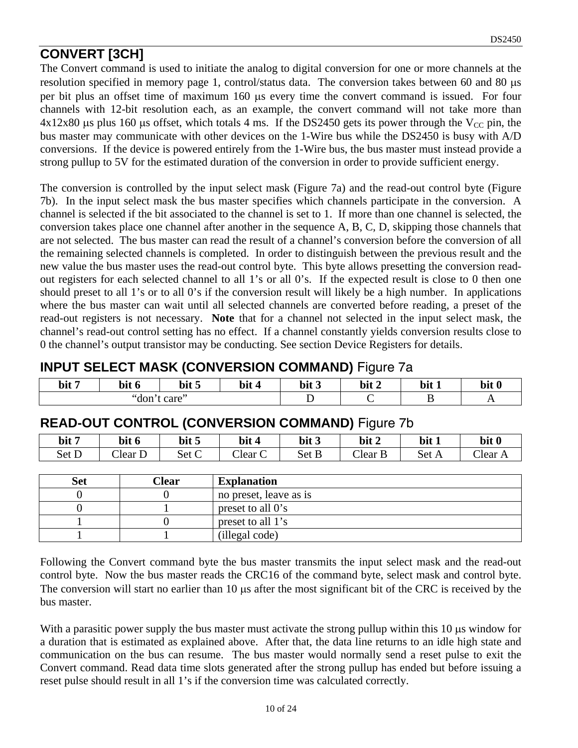## CONVERT [3CH]

The Convert command is used to initiate the analog to digital conversion for one or more channels at the resolution specified in memory page 1, control/status data. The conversion takes between 60 and 80 μs per bit plus an offset time of maximum 160 μs every time the convert command is issued. For four channels with 12-bit resolution each, as an example, the convert command will not take more than 4x12x80 μs plus 160 μs offset, which totals 4 ms. If the DS2450 gets its power through the $V_{CC}$ pin, the bus master may communicate with other devices on the 1-Wire bus while the DS2450 is busy with A/D conversions. If the device is powered entirely from the 1-Wire bus, the bus master must instead provide a strong pullup to 5V for the estimated duration of the conversion in order to provide sufficient energy.

The conversion is controlled by the input select mask (Figure 7a) and the read-out control byte (Figure 7b). In the input select mask the bus master specifies which channels participate in the conversion. A channel is selected if the bit associated to the channel is set to 1. If more than one channel is selected, the conversion takes place one channel after another in the sequence A, B, C, D, skipping those channels that are not selected. The bus master can read the result of a channel's conversion before the conversion of all the remaining selected channels is completed. In order to distinguish between the previous result and the new value the bus master uses the read-out control byte. This byte allows presetting the conversion read-out registers for each selected channel to all 1's or all 0's. If the expected result is close to 0 then one should preset to all 1's or to all 0's if the conversion result will likely be a high number. In applications where the bus master can wait until all selected channels are converted before reading, a preset of the read-out registers is not necessary. **Note** that for a channel not selected in the input select mask, the channel's read-out control setting has no effect. If a channel constantly yields conversion results close to 0 the channel's output transistor may be conducting. See section Device Registers for details.

### INPUT SELECT MASK (CONVERSION COMMAND) Figure 7a

| bit 7 | bit 6 | bit 5 | bit 4 | bit 3 | bit 2 | bit 1 | bit 0 |
|---|---|---|---|---|---|---|---|
| "don't care" | | | | D | C | B | A |

### READ-OUT CONTROL (CONVERSION COMMAND) Figure 7b

| bit 7 | bit 6 | bit 5 | bit 4 | bit 3 | bit 2 | bit 1 | bit 0 |
|---|---|---|---|---|---|---|---|
| Set D | Clear D | Set C | Clear C | Set B | Clear B | Set A | Clear A |

| Set | Clear | Explanation |
|---|---|---|
| 0 | 0 | no preset, leave as is |
| 0 | 1 | preset to all 0's |
| 1 | 0 | preset to all 1's |
| 1 | 1 | (illegal code) |

Following the Convert command byte the bus master transmits the input select mask and the read-out control byte. Now the bus master reads the CRC16 of the command byte, select mask and control byte. The conversion will start no earlier than 10 μs after the most significant bit of the CRC is received by the bus master.

With a parasitic power supply the bus master must activate the strong pullup within this 10 μs window for a duration that is estimated as explained above. After that, the data line returns to an idle high state and communication on the bus can resume. The bus master would normally send a reset pulse to exit the Convert command. Read data time slots generated after the strong pullup has ended but before issuing a reset pulse should result in all 1's if the conversion time was calculated correctly.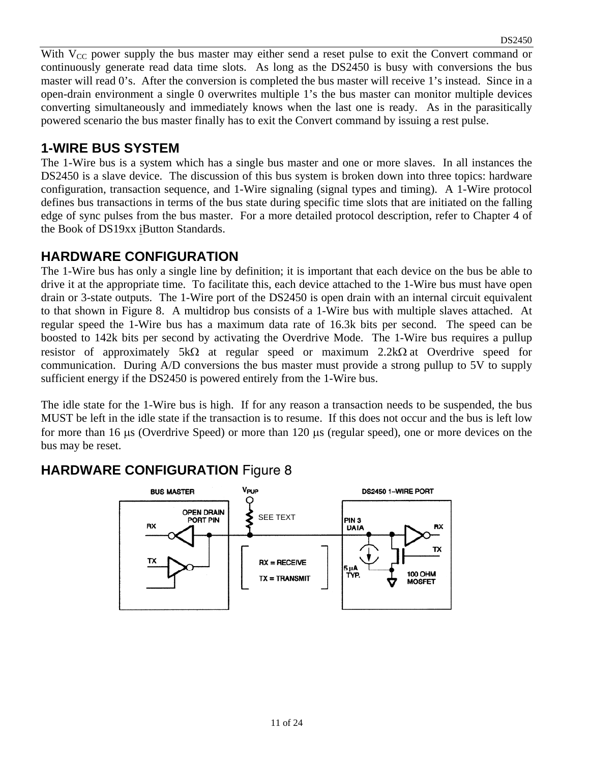With $V_{CC}$ power supply the bus master may either send a reset pulse to exit the Convert command or continuously generate read data time slots. As long as the DS2450 is busy with conversions the bus master will read 0's. After the conversion is completed the bus master will receive 1's instead. Since in a open-drain environment a single 0 overwrites multiple 1's the bus master can monitor multiple devices converting simultaneously and immediately knows when the last one is ready. As in the parasitically powered scenario the bus master finally has to exit the Convert command by issuing a rest pulse.

## 1-WIRE BUS SYSTEM

The 1-Wire bus is a system which has a single bus master and one or more slaves. In all instances the DS2450 is a slave device. The discussion of this bus system is broken down into three topics: hardware configuration, transaction sequence, and 1-Wire signaling (signal types and timing). A 1-Wire protocol defines bus transactions in terms of the bus state during specific time slots that are initiated on the falling edge of sync pulses from the bus master. For a more detailed protocol description, refer to Chapter 4 of the Book of DS19xx iButton Standards.

## HARDWARE CONFIGURATION

The 1-Wire bus has only a single line by definition; it is important that each device on the bus be able to drive it at the appropriate time. To facilitate this, each device attached to the 1-Wire bus must have open drain or 3-state outputs. The 1-Wire port of the DS2450 is open drain with an internal circuit equivalent to that shown in Figure 8. A multidrop bus consists of a 1-Wire bus with multiple slaves attached. At regular speed the 1-Wire bus has a maximum data rate of 16.3k bits per second. The speed can be boosted to 142k bits per second by activating the Overdrive Mode. The 1-Wire bus requires a pullup resistor of approximately 5kΩ at regular speed or maximum 2.2kΩ at Overdrive speed for communication. During A/D conversions the bus master must provide a strong pullup to 5V to supply sufficient energy if the DS2450 is powered entirely from the 1-Wire bus.

The idle state for the 1-Wire bus is high. If for any reason a transaction needs to be suspended, the bus MUST be left in the idle state if the transaction is to resume. If this does not occur and the bus is left low for more than 16 μs (Overdrive Speed) or more than 120 μs (regular speed), one or more devices on the bus may be reset.

## HARDWARE CONFIGURATION Figure 8

BUS MASTER — OPEN DRAIN PORT PIN — RX — TX

$V_{PUP}$ — SEE TEXT

DS2450 1-WIRE PORT — PIN 3 DATA — RX — TX — 5 μA TYP. — 100 OHM MOSFET

RX = RECEIVE
TX = TRANSMIT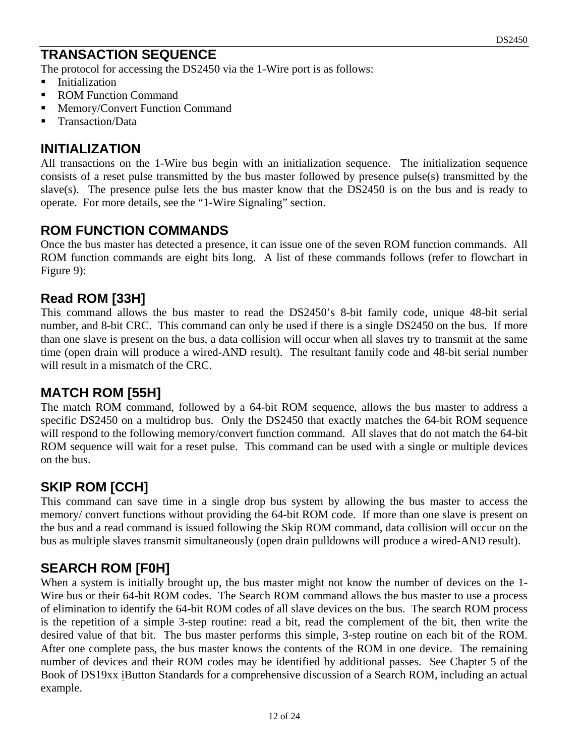## TRANSACTION SEQUENCE

The protocol for accessing the DS2450 via the 1-Wire port is as follows:

- Initialization
- ROM Function Command
- Memory/Convert Function Command
- Transaction/Data

## INITIALIZATION

All transactions on the 1-Wire bus begin with an initialization sequence. The initialization sequence consists of a reset pulse transmitted by the bus master followed by presence pulse(s) transmitted by the slave(s). The presence pulse lets the bus master know that the DS2450 is on the bus and is ready to operate. For more details, see the "1-Wire Signaling" section.

## ROM FUNCTION COMMANDS

Once the bus master has detected a presence, it can issue one of the seven ROM function commands. All ROM function commands are eight bits long. A list of these commands follows (refer to flowchart in Figure 9):

### Read ROM [33H]

This command allows the bus master to read the DS2450's 8-bit family code, unique 48-bit serial number, and 8-bit CRC. This command can only be used if there is a single DS2450 on the bus. If more than one slave is present on the bus, a data collision will occur when all slaves try to transmit at the same time (open drain will produce a wired-AND result). The resultant family code and 48-bit serial number will result in a mismatch of the CRC.

### MATCH ROM [55H]

The match ROM command, followed by a 64-bit ROM sequence, allows the bus master to address a specific DS2450 on a multidrop bus. Only the DS2450 that exactly matches the 64-bit ROM sequence will respond to the following memory/convert function command. All slaves that do not match the 64-bit ROM sequence will wait for a reset pulse. This command can be used with a single or multiple devices on the bus.

### SKIP ROM [CCH]

This command can save time in a single drop bus system by allowing the bus master to access the memory/ convert functions without providing the 64-bit ROM code. If more than one slave is present on the bus and a read command is issued following the Skip ROM command, data collision will occur on the bus as multiple slaves transmit simultaneously (open drain pulldowns will produce a wired-AND result).

### SEARCH ROM [F0H]

When a system is initially brought up, the bus master might not know the number of devices on the 1-Wire bus or their 64-bit ROM codes. The Search ROM command allows the bus master to use a process of elimination to identify the 64-bit ROM codes of all slave devices on the bus. The search ROM process is the repetition of a simple 3-step routine: read a bit, read the complement of the bit, then write the desired value of that bit. The bus master performs this simple, 3-step routine on each bit of the ROM. After one complete pass, the bus master knows the contents of the ROM in one device. The remaining number of devices and their ROM codes may be identified by additional passes. See Chapter 5 of the Book of DS19xx iButton Standards for a comprehensive discussion of a Search ROM, including an actual example.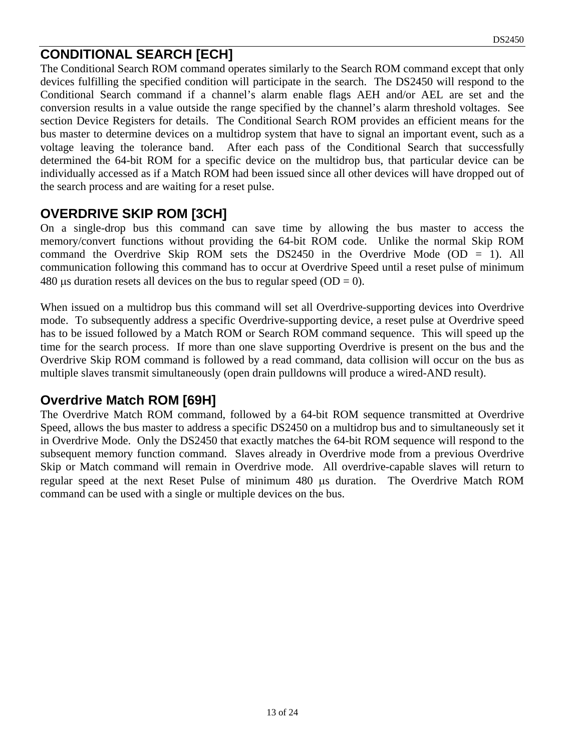## CONDITIONAL SEARCH [ECH]

The Conditional Search ROM command operates similarly to the Search ROM command except that only devices fulfilling the specified condition will participate in the search. The DS2450 will respond to the Conditional Search command if a channel's alarm enable flags AEH and/or AEL are set and the conversion results in a value outside the range specified by the channel's alarm threshold voltages. See section Device Registers for details. The Conditional Search ROM provides an efficient means for the bus master to determine devices on a multidrop system that have to signal an important event, such as a voltage leaving the tolerance band. After each pass of the Conditional Search that successfully determined the 64-bit ROM for a specific device on the multidrop bus, that particular device can be individually accessed as if a Match ROM had been issued since all other devices will have dropped out of the search process and are waiting for a reset pulse.

## OVERDRIVE SKIP ROM [3CH]

On a single-drop bus this command can save time by allowing the bus master to access the memory/convert functions without providing the 64-bit ROM code. Unlike the normal Skip ROM command the Overdrive Skip ROM sets the DS2450 in the Overdrive Mode (OD = 1). All communication following this command has to occur at Overdrive Speed until a reset pulse of minimum 480 μs duration resets all devices on the bus to regular speed (OD = 0).

When issued on a multidrop bus this command will set all Overdrive-supporting devices into Overdrive mode. To subsequently address a specific Overdrive-supporting device, a reset pulse at Overdrive speed has to be issued followed by a Match ROM or Search ROM command sequence. This will speed up the time for the search process. If more than one slave supporting Overdrive is present on the bus and the Overdrive Skip ROM command is followed by a read command, data collision will occur on the bus as multiple slaves transmit simultaneously (open drain pulldowns will produce a wired-AND result).

## Overdrive Match ROM [69H]

The Overdrive Match ROM command, followed by a 64-bit ROM sequence transmitted at Overdrive Speed, allows the bus master to address a specific DS2450 on a multidrop bus and to simultaneously set it in Overdrive Mode. Only the DS2450 that exactly matches the 64-bit ROM sequence will respond to the subsequent memory function command. Slaves already in Overdrive mode from a previous Overdrive Skip or Match command will remain in Overdrive mode. All overdrive-capable slaves will return to regular speed at the next Reset Pulse of minimum 480 μs duration. The Overdrive Match ROM command can be used with a single or multiple devices on the bus.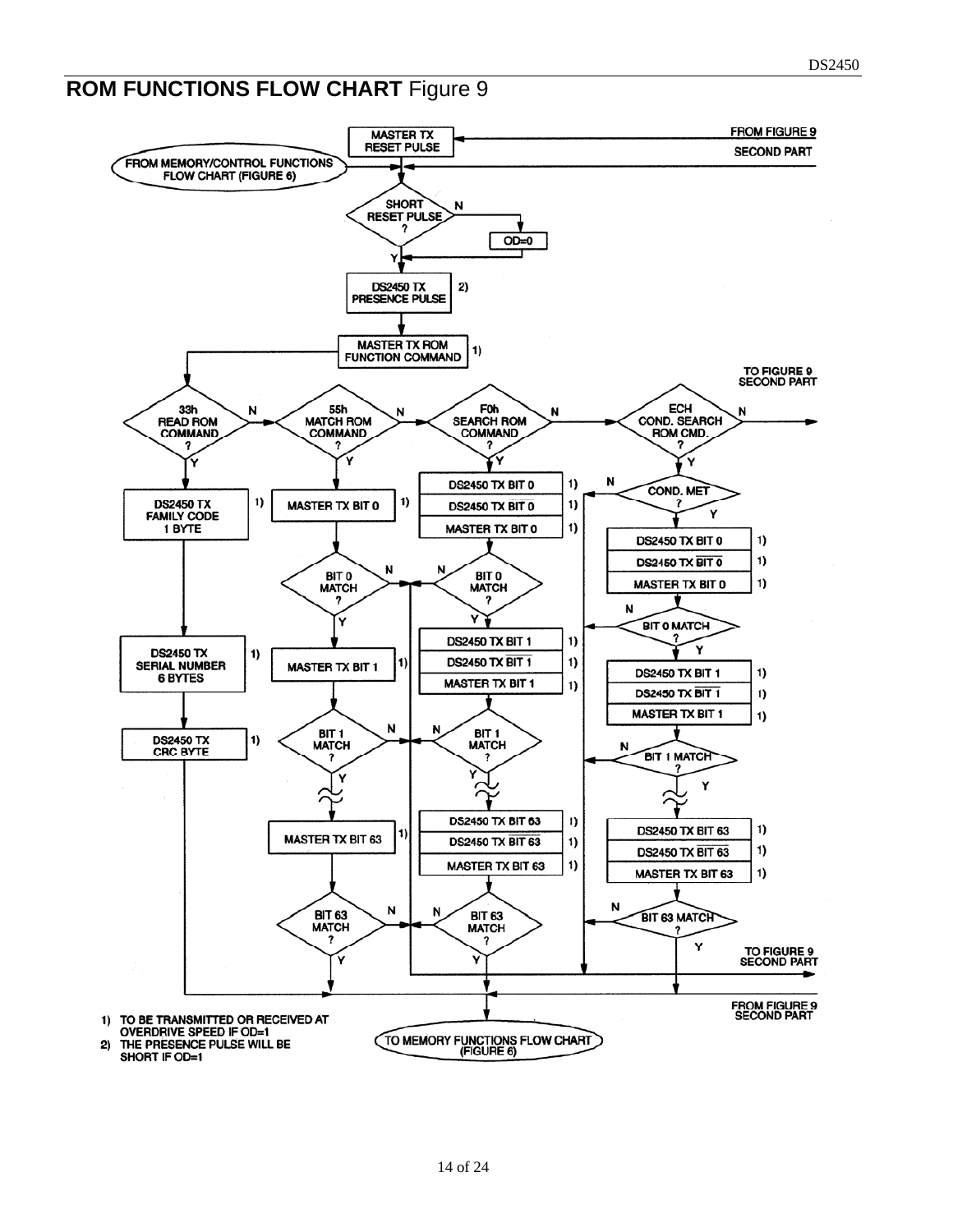## **ROM FUNCTIONS FLOW CHART** Figure 9

1) TO BE TRANSMITTED OR RECEIVED AT OVERDRIVE SPEED IF OD=1
2) THE PRESENCE PULSE WILL BE SHORT IF OD=1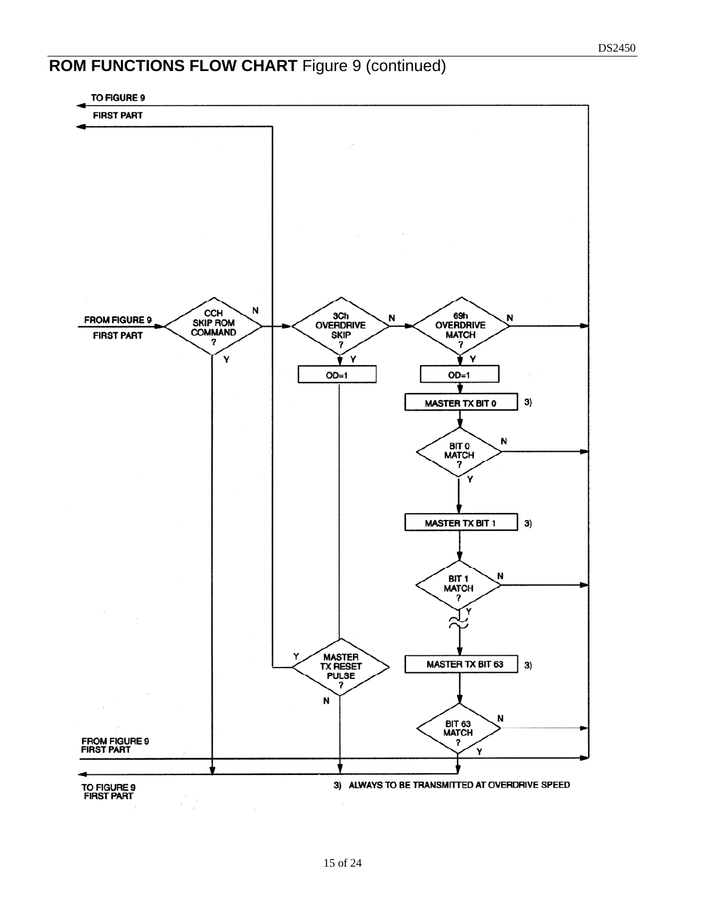## ROM FUNCTIONS FLOW CHART Figure 9 (continued)

TO FIGURE 9 FIRST PART

FROM FIGURE 9 FIRST PART

CCH SKIP ROM COMMAND ?

3Ch OVERDRIVE SKIP ?

69h OVERDRIVE MATCH ?

OD=1

OD=1

MASTER TX BIT 0 3)

BIT 0 MATCH ?

MASTER TX BIT 1 3)

BIT 1 MATCH ?

MASTER TX RESET PULSE ?

MASTER TX BIT 63 3)

BIT 63 MATCH ?

FROM FIGURE 9 FIRST PART

TO FIGURE 9 FIRST PART

3) ALWAYS TO BE TRANSMITTED AT OVERDRIVE SPEED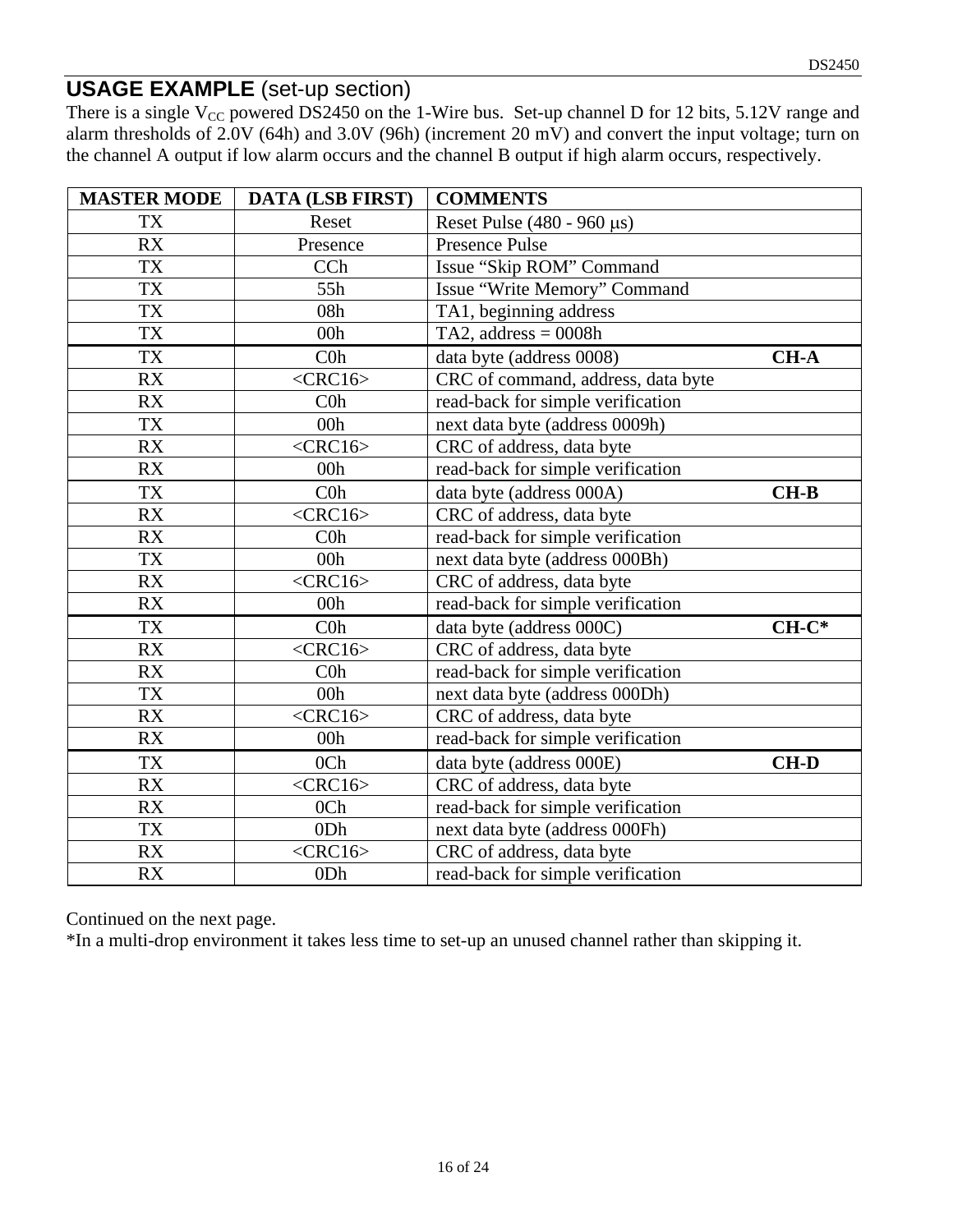## USAGE EXAMPLE (set-up section)

There is a single $V_{CC}$ powered DS2450 on the 1-Wire bus. Set-up channel D for 12 bits, 5.12V range and alarm thresholds of 2.0V (64h) and 3.0V (96h) (increment 20 mV) and convert the input voltage; turn on the channel A output if low alarm occurs and the channel B output if high alarm occurs, respectively.

| MASTER MODE | DATA (LSB FIRST) | COMMENTS |
|---|---|---|
| TX | Reset | Reset Pulse (480 - 960 μs) |
| RX | Presence | Presence Pulse |
| TX | CCh | Issue "Skip ROM" Command |
| TX | 55h | Issue "Write Memory" Command |
| TX | 08h | TA1, beginning address |
| TX | 00h | TA2, address = 0008h |
| TX | C0h | data byte (address 0008) **CH-A** |
| RX | <CRC16> | CRC of command, address, data byte |
| RX | C0h | read-back for simple verification |
| TX | 00h | next data byte (address 0009h) |
| RX | <CRC16> | CRC of address, data byte |
| RX | 00h | read-back for simple verification |
| TX | C0h | data byte (address 000A) **CH-B** |
| RX | <CRC16> | CRC of address, data byte |
| RX | C0h | read-back for simple verification |
| TX | 00h | next data byte (address 000Bh) |
| RX | <CRC16> | CRC of address, data byte |
| RX | 00h | read-back for simple verification |
| TX | C0h | data byte (address 000C) **CH-C*** |
| RX | <CRC16> | CRC of address, data byte |
| RX | C0h | read-back for simple verification |
| TX | 00h | next data byte (address 000Dh) |
| RX | <CRC16> | CRC of address, data byte |
| RX | 00h | read-back for simple verification |
| TX | 0Ch | data byte (address 000E) **CH-D** |
| RX | <CRC16> | CRC of address, data byte |
| RX | 0Ch | read-back for simple verification |
| TX | 0Dh | next data byte (address 000Fh) |
| RX | <CRC16> | CRC of address, data byte |
| RX | 0Dh | read-back for simple verification |

Continued on the next page.

*In a multi-drop environment it takes less time to set-up an unused channel rather than skipping it.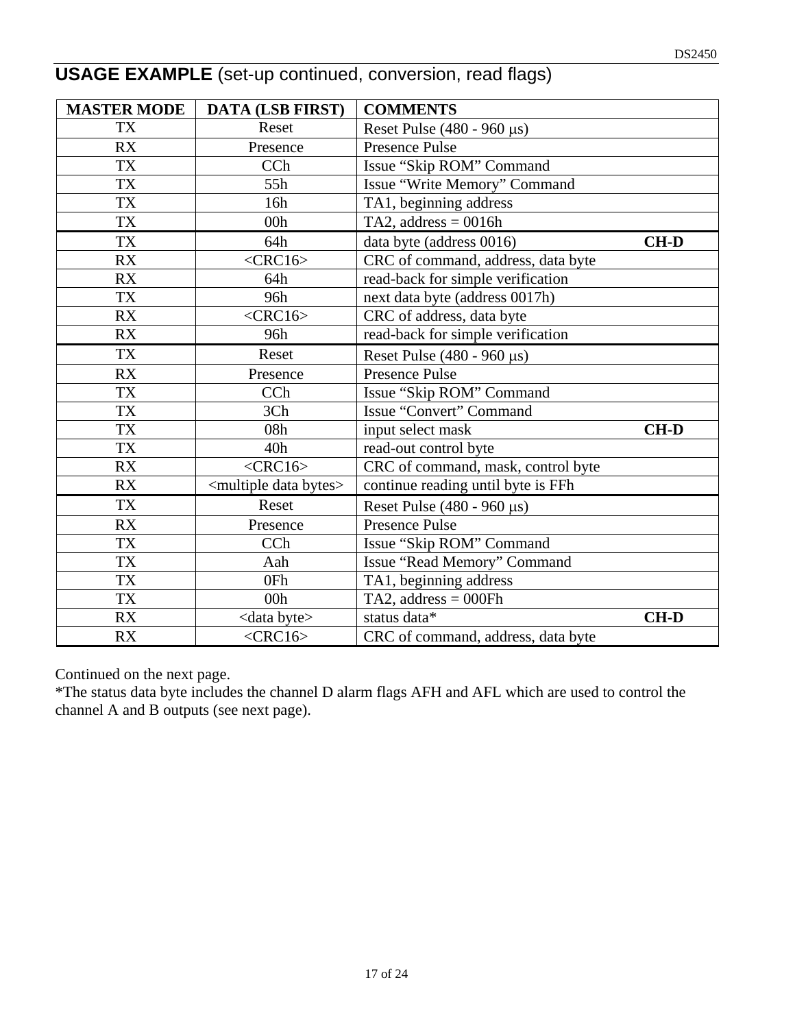## USAGE EXAMPLE (set-up continued, conversion, read flags)

| MASTER MODE | DATA (LSB FIRST) | COMMENTS |
| --- | --- | --- |
| TX | Reset | Reset Pulse (480 - 960 µs) |
| RX | Presence | Presence Pulse |
| TX | CCh | Issue “Skip ROM” Command |
| TX | 55h | Issue “Write Memory” Command |
| TX | 16h | TA1, beginning address |
| TX | 00h | TA2, address = 0016h |
| TX | 64h | data byte (address 0016) **CH-D** |
| RX | <CRC16> | CRC of command, address, data byte |
| RX | 64h | read-back for simple verification |
| TX | 96h | next data byte (address 0017h) |
| RX | <CRC16> | CRC of address, data byte |
| RX | 96h | read-back for simple verification |
| TX | Reset | Reset Pulse (480 - 960 µs) |
| RX | Presence | Presence Pulse |
| TX | CCh | Issue “Skip ROM” Command |
| TX | 3Ch | Issue “Convert” Command |
| TX | 08h | input select mask **CH-D** |
| TX | 40h | read-out control byte |
| RX | <CRC16> | CRC of command, mask, control byte |
| RX | <multiple data bytes> | continue reading until byte is FFh |
| TX | Reset | Reset Pulse (480 - 960 µs) |
| RX | Presence | Presence Pulse |
| TX | CCh | Issue “Skip ROM” Command |
| TX | Aah | Issue “Read Memory” Command |
| TX | 0Fh | TA1, beginning address |
| TX | 00h | TA2, address = 000Fh |
| RX | <data byte> | status data* **CH-D** |
| RX | <CRC16> | CRC of command, address, data byte |

Continued on the next page.

*The status data byte includes the channel D alarm flags AFH and AFL which are used to control the channel A and B outputs (see next page).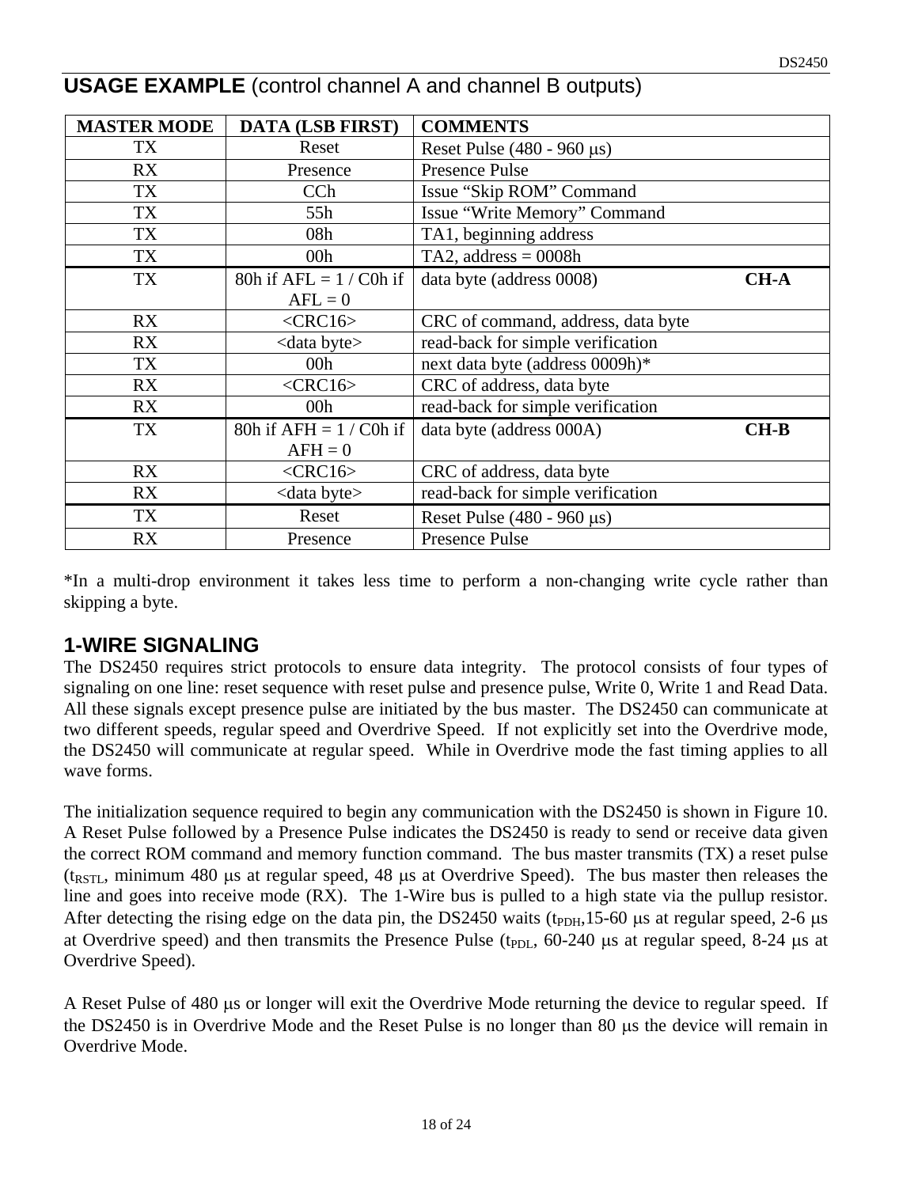## USAGE EXAMPLE (control channel A and channel B outputs)

| MASTER MODE | DATA (LSB FIRST) | COMMENTS |
|---|---|---|
| TX | Reset | Reset Pulse (480 - 960 μs) |
| RX | Presence | Presence Pulse |
| TX | CCh | Issue "Skip ROM" Command |
| TX | 55h | Issue "Write Memory" Command |
| TX | 08h | TA1, beginning address |
| TX | 00h | TA2, address = 0008h |
| TX | 80h if AFL = 1 / C0h if AFL = 0 | data byte (address 0008) **CH-A** |
| RX | <CRC16> | CRC of command, address, data byte |
| RX | <data byte> | read-back for simple verification |
| TX | 00h | next data byte (address 0009h)* |
| RX | <CRC16> | CRC of address, data byte |
| RX | 00h | read-back for simple verification |
| TX | 80h if AFH = 1 / C0h if AFH = 0 | data byte (address 000A) **CH-B** |
| RX | <CRC16> | CRC of address, data byte |
| RX | <data byte> | read-back for simple verification |
| TX | Reset | Reset Pulse (480 - 960 μs) |
| RX | Presence | Presence Pulse |

*In a multi-drop environment it takes less time to perform a non-changing write cycle rather than skipping a byte.

## 1-WIRE SIGNALING

The DS2450 requires strict protocols to ensure data integrity. The protocol consists of four types of signaling on one line: reset sequence with reset pulse and presence pulse, Write 0, Write 1 and Read Data. All these signals except presence pulse are initiated by the bus master. The DS2450 can communicate at two different speeds, regular speed and Overdrive Speed. If not explicitly set into the Overdrive mode, the DS2450 will communicate at regular speed. While in Overdrive mode the fast timing applies to all wave forms.

The initialization sequence required to begin any communication with the DS2450 is shown in Figure 10. A Reset Pulse followed by a Presence Pulse indicates the DS2450 is ready to send or receive data given the correct ROM command and memory function command. The bus master transmits (TX) a reset pulse ($t_{RSTL}$, minimum 480 μs at regular speed, 48 μs at Overdrive Speed). The bus master then releases the line and goes into receive mode (RX). The 1-Wire bus is pulled to a high state via the pullup resistor. After detecting the rising edge on the data pin, the DS2450 waits ($t_{PDH}$,15-60 μs at regular speed, 2-6 μs at Overdrive speed) and then transmits the Presence Pulse ($t_{PDL}$, 60-240 μs at regular speed, 8-24 μs at Overdrive Speed).

A Reset Pulse of 480 μs or longer will exit the Overdrive Mode returning the device to regular speed. If the DS2450 is in Overdrive Mode and the Reset Pulse is no longer than 80 μs the device will remain in Overdrive Mode.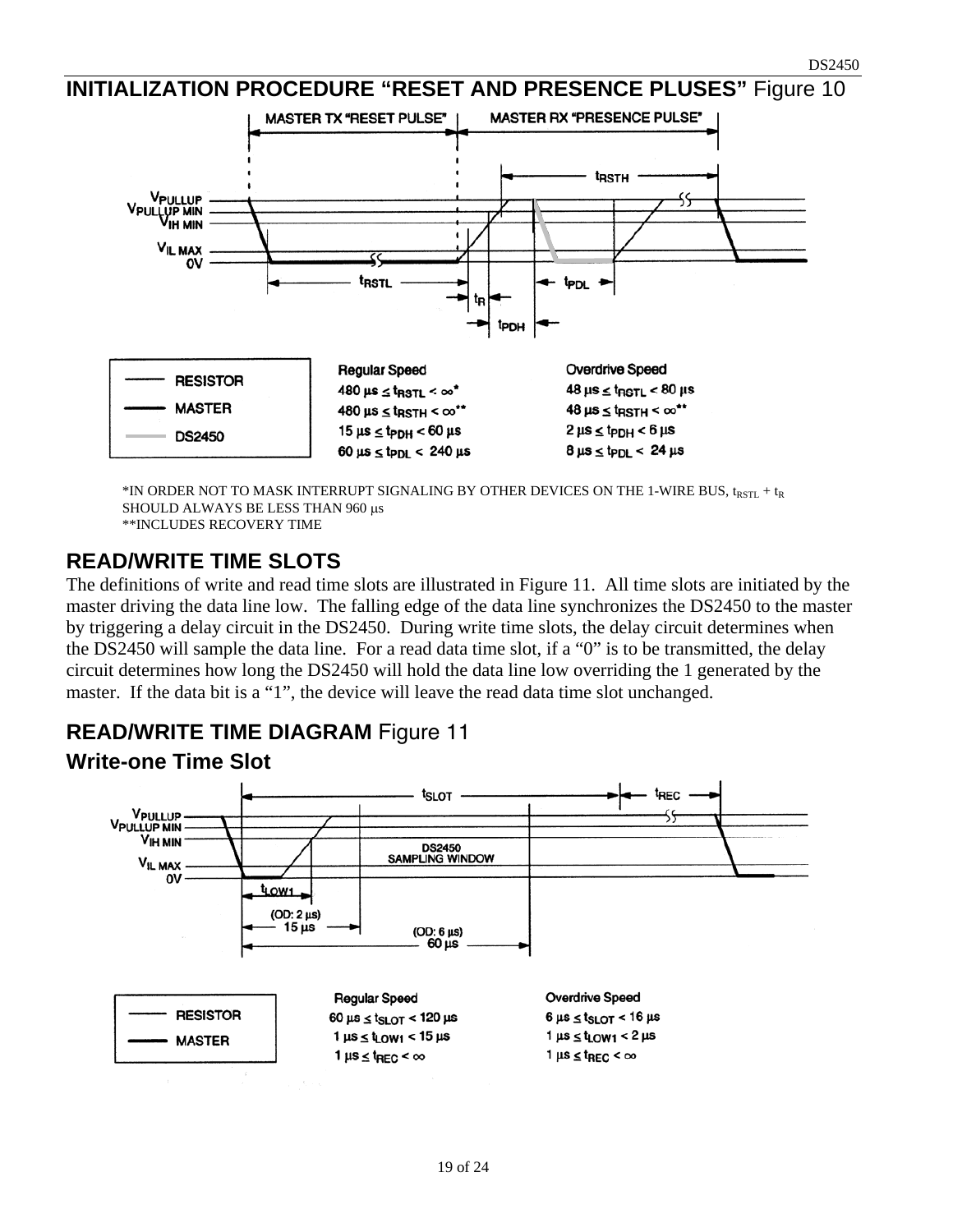## INITIALIZATION PROCEDURE "RESET AND PRESENCE PLUSES" Figure 10

| Legend | Regular Speed | Overdrive Speed |
|---|---|---|
| RESISTOR | 480 µs ≤ $t_{RSTL}$ < ∞* | 48 µs ≤ $t_{RSTL}$ < 80 µs |
| MASTER | 480 µs ≤ $t_{RSTH}$ < ∞** | 48 µs ≤ $t_{RSTH}$ < ∞** |
| DS2450 | 15 µs ≤ $t_{PDH}$ < 60 µs | 2 µs ≤ $t_{PDH}$ < 6 µs |
| | 60 µs ≤ $t_{PDL}$ < 240 µs | 8 µs ≤ $t_{PDL}$ < 24 µs |

*IN ORDER NOT TO MASK INTERRUPT SIGNALING BY OTHER DEVICES ON THE 1-WIRE BUS, $t_{RSTL}$ + $t_R$ SHOULD ALWAYS BE LESS THAN 960 µs

**INCLUDES RECOVERY TIME

## READ/WRITE TIME SLOTS

The definitions of write and read time slots are illustrated in Figure 11. All time slots are initiated by the master driving the data line low. The falling edge of the data line synchronizes the DS2450 to the master by triggering a delay circuit in the DS2450. During write time slots, the delay circuit determines when the DS2450 will sample the data line. For a read data time slot, if a "0" is to be transmitted, the delay circuit determines how long the DS2450 will hold the data line low overriding the 1 generated by the master. If the data bit is a "1", the device will leave the read data time slot unchanged.

## READ/WRITE TIME DIAGRAM Figure 11

### Write-one Time Slot

| Legend | Regular Speed | Overdrive Speed |
|---|---|---|
| RESISTOR | 60 µs ≤ $t_{SLOT}$ < 120 µs | 6 µs ≤ $t_{SLOT}$ < 16 µs |
| MASTER | 1 µs ≤ $t_{LOW1}$ < 15 µs | 1 µs ≤ $t_{LOW1}$ < 2 µs |
| | 1 µs ≤ $t_{REC}$ < ∞ | 1 µs ≤ $t_{REC}$ < ∞ |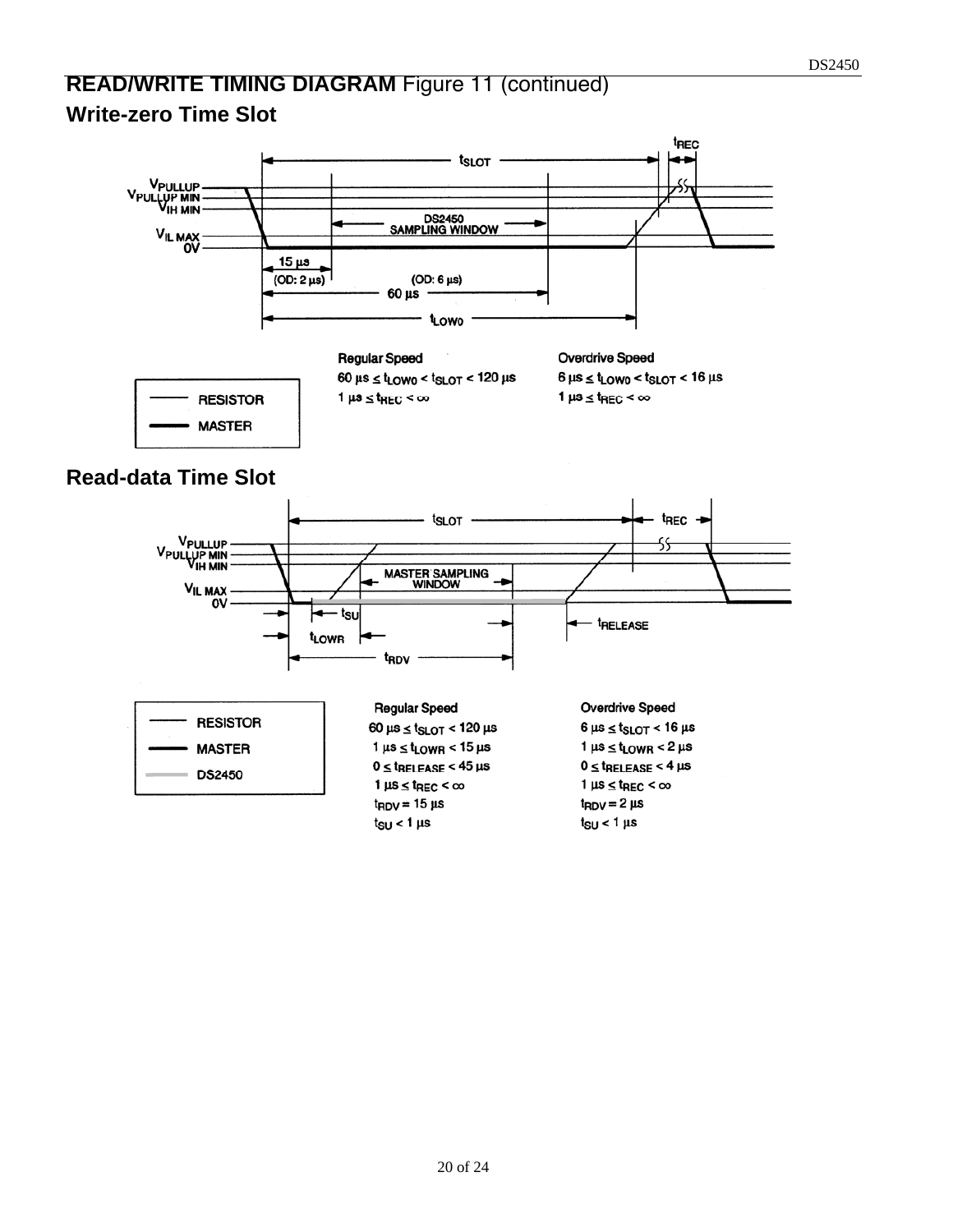## READ/WRITE TIMING DIAGRAM Figure 11 (continued)

### Write-zero Time Slot

$t_{SLOT}$ $t_{REC}$

$V_{PULLUP}$
$V_{PULLUP\ MIN}$
$V_{IH\ MIN}$
$V_{IL\ MAX}$
0V

DS2450 SAMPLING WINDOW

15 µs (OD: 2 µs)

(OD: 6 µs) 60 µs

$t_{LOW0}$

| Regular Speed | Overdrive Speed |
|---|---|
| $60\ \mu s \le t_{LOW0} < t_{SLOT} < 120\ \mu s$ | $6\ \mu s \le t_{LOW0} < t_{SLOT} < 16\ \mu s$ |
| $1\ \mu s \le t_{REC} < \infty$ | $1\ \mu s \le t_{REC} < \infty$ |

Legend: RESISTOR (thin line), MASTER (thick line)

### Read-data Time Slot

$t_{SLOT}$ $t_{REC}$

$V_{PULLUP}$
$V_{PULLUP\ MIN}$
$V_{IH\ MIN}$
$V_{IL\ MAX}$
0V

MASTER SAMPLING WINDOW

$t_{SU}$

$t_{LOWR}$

$t_{RDV}$

$t_{RELEASE}$

| Regular Speed | Overdrive Speed |
|---|---|
| $60\ \mu s \le t_{SLOT} < 120\ \mu s$ | $6\ \mu s \le t_{SLOT} < 16\ \mu s$ |
| $1\ \mu s \le t_{LOWR} < 15\ \mu s$ | $1\ \mu s \le t_{LOWR} < 2\ \mu s$ |
| $0 \le t_{RELEASE} < 45\ \mu s$ | $0 \le t_{RELEASE} < 4\ \mu s$ |
| $1\ \mu s \le t_{REC} < \infty$ | $1\ \mu s \le t_{REC} < \infty$ |
| $t_{RDV} = 15\ \mu s$ | $t_{RDV} = 2\ \mu s$ |
| $t_{SU} < 1\ \mu s$ | $t_{SU} < 1\ \mu s$ |

Legend: RESISTOR (thin line), MASTER (thick line), DS2450 (gray line)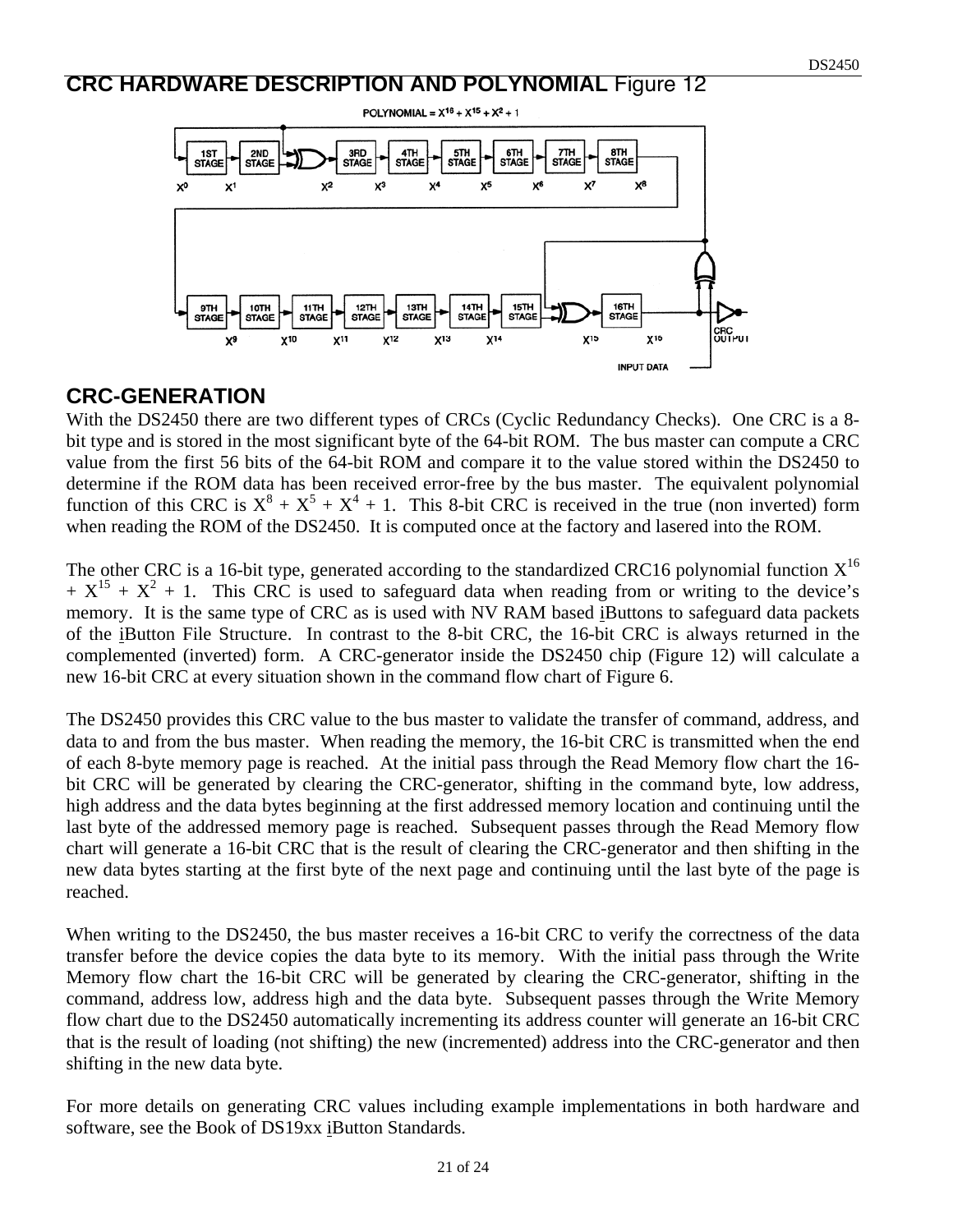## CRC HARDWARE DESCRIPTION AND POLYNOMIAL Figure 12

POLYNOMIAL = $X^{16} + X^{15} + X^2 + 1$

## CRC-GENERATION

With the DS2450 there are two different types of CRCs (Cyclic Redundancy Checks). One CRC is a 8-bit type and is stored in the most significant byte of the 64-bit ROM. The bus master can compute a CRC value from the first 56 bits of the 64-bit ROM and compare it to the value stored within the DS2450 to determine if the ROM data has been received error-free by the bus master. The equivalent polynomial function of this CRC is $X^8 + X^5 + X^4 + 1$. This 8-bit CRC is received in the true (non inverted) form when reading the ROM of the DS2450. It is computed once at the factory and lasered into the ROM.

The other CRC is a 16-bit type, generated according to the standardized CRC16 polynomial function $X^{16} + X^{15} + X^2 + 1$. This CRC is used to safeguard data when reading from or writing to the device's memory. It is the same type of CRC as is used with NV RAM based iButtons to safeguard data packets of the iButton File Structure. In contrast to the 8-bit CRC, the 16-bit CRC is always returned in the complemented (inverted) form. A CRC-generator inside the DS2450 chip (Figure 12) will calculate a new 16-bit CRC at every situation shown in the command flow chart of Figure 6.

The DS2450 provides this CRC value to the bus master to validate the transfer of command, address, and data to and from the bus master. When reading the memory, the 16-bit CRC is transmitted when the end of each 8-byte memory page is reached. At the initial pass through the Read Memory flow chart the 16-bit CRC will be generated by clearing the CRC-generator, shifting in the command byte, low address, high address and the data bytes beginning at the first addressed memory location and continuing until the last byte of the addressed memory page is reached. Subsequent passes through the Read Memory flow chart will generate a 16-bit CRC that is the result of clearing the CRC-generator and then shifting in the new data bytes starting at the first byte of the next page and continuing until the last byte of the page is reached.

When writing to the DS2450, the bus master receives a 16-bit CRC to verify the correctness of the data transfer before the device copies the data byte to its memory. With the initial pass through the Write Memory flow chart the 16-bit CRC will be generated by clearing the CRC-generator, shifting in the command, address low, address high and the data byte. Subsequent passes through the Write Memory flow chart due to the DS2450 automatically incrementing its address counter will generate an 16-bit CRC that is the result of loading (not shifting) the new (incremented) address into the CRC-generator and then shifting in the new data byte.

For more details on generating CRC values including example implementations in both hardware and software, see the Book of DS19xx iButton Standards.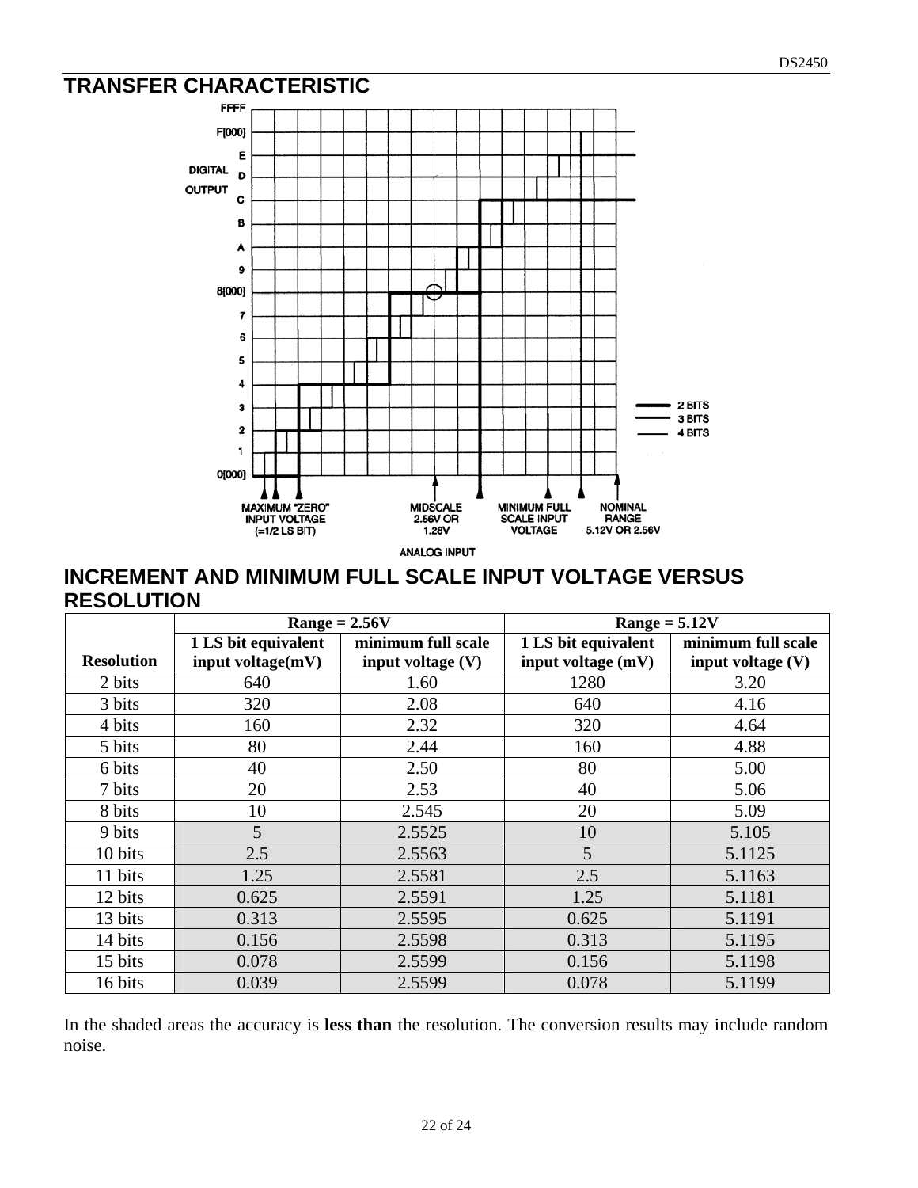## TRANSFER CHARACTERISTIC

FFFF

F[000]

E

DIGITAL D

OUTPUT C

B

A

9

8[000]

7

6

5

4

3

2

1

0[000]

2 BITS
3 BITS
4 BITS

MAXIMUM "ZERO" INPUT VOLTAGE (=1/2 LS BIT)

MIDSCALE 2.56V OR 1.28V

MINIMUM FULL SCALE INPUT VOLTAGE

NOMINAL RANGE 5.12V OR 2.56V

ANALOG INPUT

## INCREMENT AND MINIMUM FULL SCALE INPUT VOLTAGE VERSUS RESOLUTION

| | Range = 2.56V | | Range = 5.12V | |
|---|---|---|---|---|
| **Resolution** | **1 LS bit equivalent input voltage(mV)** | **minimum full scale input voltage (V)** | **1 LS bit equivalent input voltage (mV)** | **minimum full scale input voltage (V)** |
| 2 bits | 640 | 1.60 | 1280 | 3.20 |
| 3 bits | 320 | 2.08 | 640 | 4.16 |
| 4 bits | 160 | 2.32 | 320 | 4.64 |
| 5 bits | 80 | 2.44 | 160 | 4.88 |
| 6 bits | 40 | 2.50 | 80 | 5.00 |
| 7 bits | 20 | 2.53 | 40 | 5.06 |
| 8 bits | 10 | 2.545 | 20 | 5.09 |
| 9 bits | 5 | 2.5525 | 10 | 5.105 |
| 10 bits | 2.5 | 2.5563 | 5 | 5.1125 |
| 11 bits | 1.25 | 2.5581 | 2.5 | 5.1163 |
| 12 bits | 0.625 | 2.5591 | 1.25 | 5.1181 |
| 13 bits | 0.313 | 2.5595 | 0.625 | 5.1191 |
| 14 bits | 0.156 | 2.5598 | 0.313 | 5.1195 |
| 15 bits | 0.078 | 2.5599 | 0.156 | 5.1198 |
| 16 bits | 0.039 | 2.5599 | 0.078 | 5.1199 |

In the shaded areas the accuracy is **less than** the resolution. The conversion results may include random noise.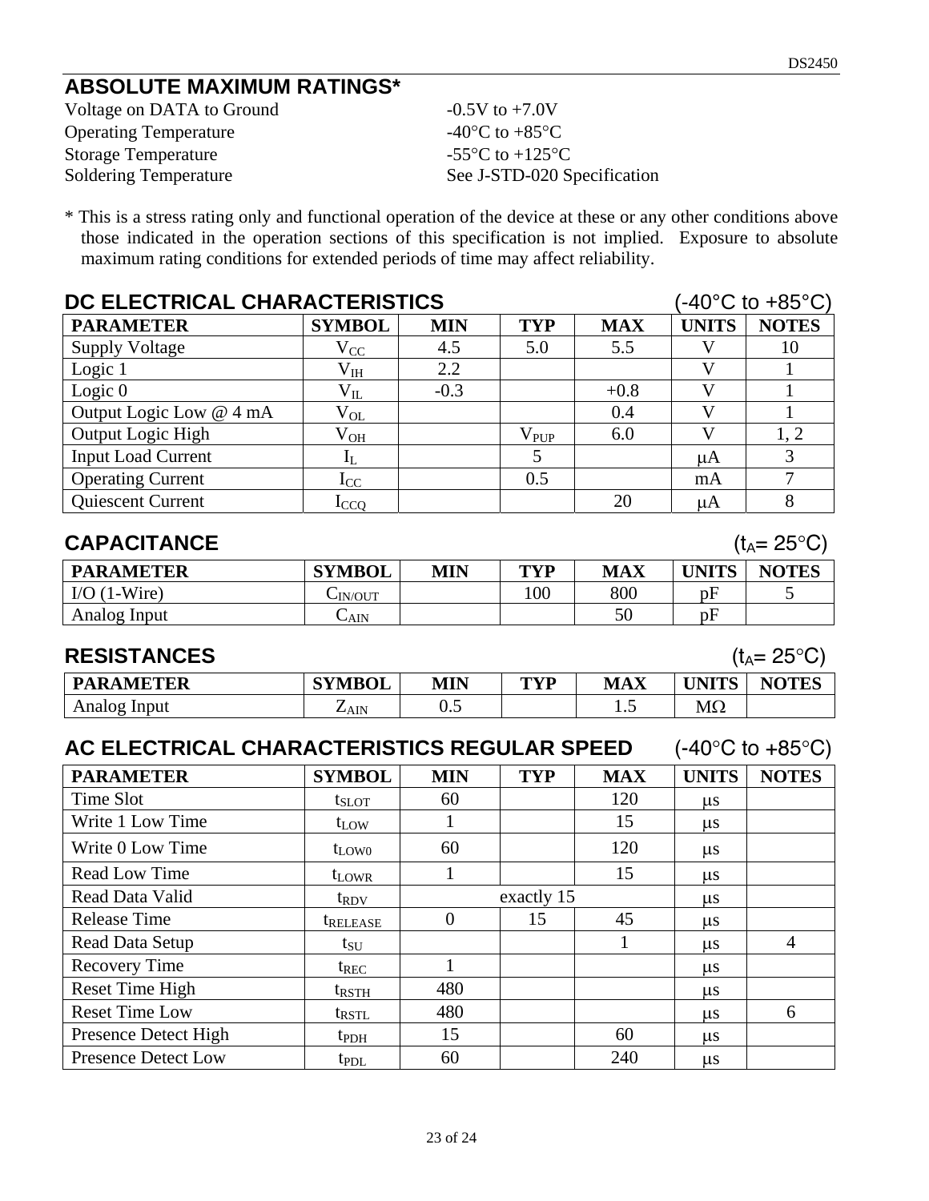## ABSOLUTE MAXIMUM RATINGS*

| | |
|---|---|
| Voltage on DATA to Ground | -0.5V to +7.0V |
| Operating Temperature | -40°C to +85°C |
| Storage Temperature | -55°C to +125°C |
| Soldering Temperature | See J-STD-020 Specification |

* This is a stress rating only and functional operation of the device at these or any other conditions above those indicated in the operation sections of this specification is not implied. Exposure to absolute maximum rating conditions for extended periods of time may affect reliability.

## DC ELECTRICAL CHARACTERISTICS (-40°C to +85°C)

| PARAMETER | SYMBOL | MIN | TYP | MAX | UNITS | NOTES |
|---|---|---|---|---|---|---|
| Supply Voltage | $V_{CC}$ | 4.5 | 5.0 | 5.5 | V | 10 |
| Logic 1 | $V_{IH}$ | 2.2 | | | V | 1 |
| Logic 0 | $V_{IL}$ | -0.3 | | +0.8 | V | 1 |
| Output Logic Low @ 4 mA | $V_{OL}$ | | | 0.4 | V | 1 |
| Output Logic High | $V_{OH}$ | | $V_{PUP}$ | 6.0 | V | 1, 2 |
| Input Load Current | $I_L$ | | 5 | | μA | 3 |
| Operating Current | $I_{CC}$ | | 0.5 | | mA | 7 |
| Quiescent Current | $I_{CCQ}$ | | | 20 | μA | 8 |

## CAPACITANCE ($t_A$= 25°C)

| PARAMETER | SYMBOL | MIN | TYP | MAX | UNITS | NOTES |
|---|---|---|---|---|---|---|
| I/O (1-Wire) | $C_{IN/OUT}$ | | 100 | 800 | pF | 5 |
| Analog Input | $C_{AIN}$ | | | 50 | pF | |

## RESISTANCES ($t_A$= 25°C)

| PARAMETER | SYMBOL | MIN | TYP | MAX | UNITS | NOTES |
|---|---|---|---|---|---|---|
| Analog Input | $Z_{AIN}$ | 0.5 | | 1.5 | MΩ | |

## AC ELECTRICAL CHARACTERISTICS REGULAR SPEED (-40°C to +85°C)

| PARAMETER | SYMBOL | MIN | TYP | MAX | UNITS | NOTES |
|---|---|---|---|---|---|---|
| Time Slot | $t_{SLOT}$ | 60 | | 120 | μs | |
| Write 1 Low Time | $t_{LOW}$ | 1 | | 15 | μs | |
| Write 0 Low Time | $t_{LOW0}$ | 60 | | 120 | μs | |
| Read Low Time | $t_{LOWR}$ | 1 | | 15 | μs | |
| Read Data Valid | $t_{RDV}$ | | exactly 15 | | μs | |
| Release Time | $t_{RELEASE}$ | 0 | 15 | 45 | μs | |
| Read Data Setup | $t_{SU}$ | | | 1 | μs | 4 |
| Recovery Time | $t_{REC}$ | 1 | | | μs | |
| Reset Time High | $t_{RSTH}$ | 480 | | | μs | |
| Reset Time Low | $t_{RSTL}$ | 480 | | | μs | 6 |
| Presence Detect High | $t_{PDH}$ | 15 | | 60 | μs | |
| Presence Detect Low | $t_{PDL}$ | 60 | | 240 | μs | |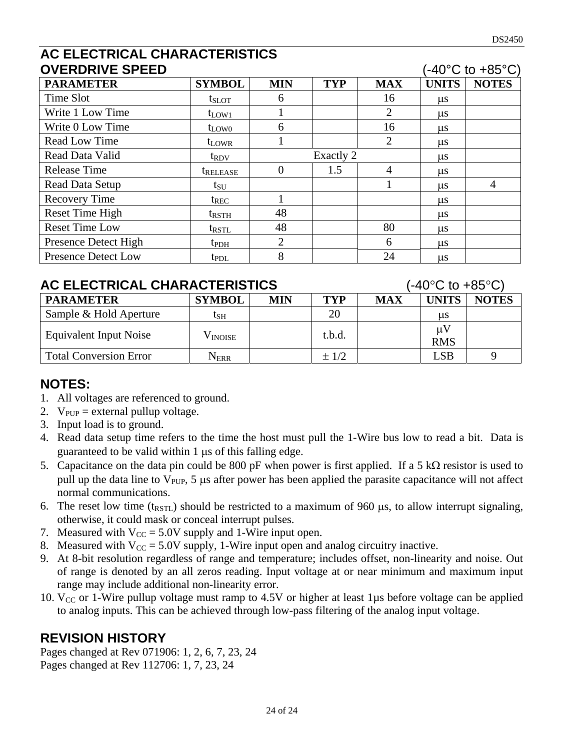## AC ELECTRICAL CHARACTERISTICS
## OVERDRIVE SPEED (-40°C to +85°C)

| PARAMETER | SYMBOL | MIN | TYP | MAX | UNITS | NOTES |
|---|---|---|---|---|---|---|
| Time Slot | $t_{SLOT}$ | 6 | | 16 | µs | |
| Write 1 Low Time | $t_{LOW1}$ | 1 | | 2 | µs | |
| Write 0 Low Time | $t_{LOW0}$ | 6 | | 16 | µs | |
| Read Low Time | $t_{LOWR}$ | 1 | | 2 | µs | |
| Read Data Valid | $t_{RDV}$ | | Exactly 2 | | µs | |
| Release Time | $t_{RELEASE}$ | 0 | 1.5 | 4 | µs | |
| Read Data Setup | $t_{SU}$ | | | 1 | µs | 4 |
| Recovery Time | $t_{REC}$ | 1 | | | µs | |
| Reset Time High | $t_{RSTH}$ | 48 | | | µs | |
| Reset Time Low | $t_{RSTL}$ | 48 | | 80 | µs | |
| Presence Detect High | $t_{PDH}$ | 2 | | 6 | µs | |
| Presence Detect Low | $t_{PDL}$ | 8 | | 24 | µs | |

## AC ELECTRICAL CHARACTERISTICS (-40°C to +85°C)

| PARAMETER | SYMBOL | MIN | TYP | MAX | UNITS | NOTES |
|---|---|---|---|---|---|---|
| Sample & Hold Aperture | $t_{SH}$ | | 20 | | µs | |
| Equivalent Input Noise | $V_{INOISE}$ | | t.b.d. | | µV RMS | |
| Total Conversion Error | $N_{ERR}$ | | ± 1/2 | | LSB | 9 |

## NOTES:

1. All voltages are referenced to ground.
2. $V_{PUP}$ = external pullup voltage.
3. Input load is to ground.
4. Read data setup time refers to the time the host must pull the 1-Wire bus low to read a bit. Data is guaranteed to be valid within 1 µs of this falling edge.
5. Capacitance on the data pin could be 800 pF when power is first applied. If a 5 kΩ resistor is used to pull up the data line to $V_{PUP}$, 5 µs after power has been applied the parasite capacitance will not affect normal communications.
6. The reset low time ($t_{RSTL}$) should be restricted to a maximum of 960 µs, to allow interrupt signaling, otherwise, it could mask or conceal interrupt pulses.
7. Measured with $V_{CC}$ = 5.0V supply and 1-Wire input open.
8. Measured with $V_{CC}$ = 5.0V supply, 1-Wire input open and analog circuitry inactive.
9. At 8-bit resolution regardless of range and temperature; includes offset, non-linearity and noise. Out of range is denoted by an all zeros reading. Input voltage at or near minimum and maximum input range may include additional non-linearity error.
10. $V_{CC}$ or 1-Wire pullup voltage must ramp to 4.5V or higher at least 1µs before voltage can be applied to analog inputs. This can be achieved through low-pass filtering of the analog input voltage.

## REVISION HISTORY

Pages changed at Rev 071906: 1, 2, 6, 7, 23, 24
Pages changed at Rev 112706: 1, 7, 23, 24